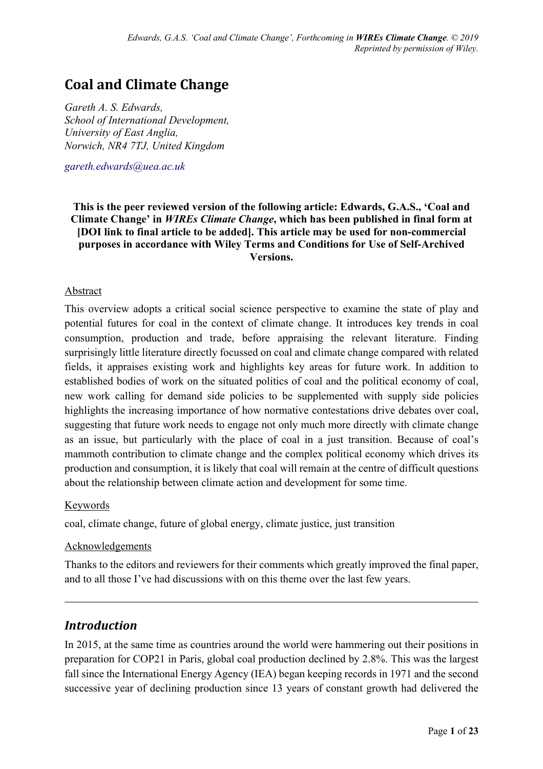# Coal and Climate Change

*Gareth A. S. Edwards,*
*School of International Development,*
*University of East Anglia,*
*Norwich, NR4 7TJ, United Kingdom*

*gareth.edwards@uea.ac.uk*

**This is the peer reviewed version of the following article: Edwards, G.A.S., 'Coal and Climate Change' in *WIREs Climate Change*, which has been published in final form at [DOI link to final article to be added]. This article may be used for non-commercial purposes in accordance with Wiley Terms and Conditions for Use of Self-Archived Versions.**

## Abstract

This overview adopts a critical social science perspective to examine the state of play and potential futures for coal in the context of climate change. It introduces key trends in coal consumption, production and trade, before appraising the relevant literature. Finding surprisingly little literature directly focussed on coal and climate change compared with related fields, it appraises existing work and highlights key areas for future work. In addition to established bodies of work on the situated politics of coal and the political economy of coal, new work calling for demand side policies to be supplemented with supply side policies highlights the increasing importance of how normative contestations drive debates over coal, suggesting that future work needs to engage not only much more directly with climate change as an issue, but particularly with the place of coal in a just transition. Because of coal's mammoth contribution to climate change and the complex political economy which drives its production and consumption, it is likely that coal will remain at the centre of difficult questions about the relationship between climate action and development for some time.

## Keywords

coal, climate change, future of global energy, climate justice, just transition

## Acknowledgements

Thanks to the editors and reviewers for their comments which greatly improved the final paper, and to all those I've had discussions with on this theme over the last few years.

---

## *Introduction*

In 2015, at the same time as countries around the world were hammering out their positions in preparation for COP21 in Paris, global coal production declined by 2.8%. This was the largest fall since the International Energy Agency (IEA) began keeping records in 1971 and the second successive year of declining production since 13 years of constant growth had delivered the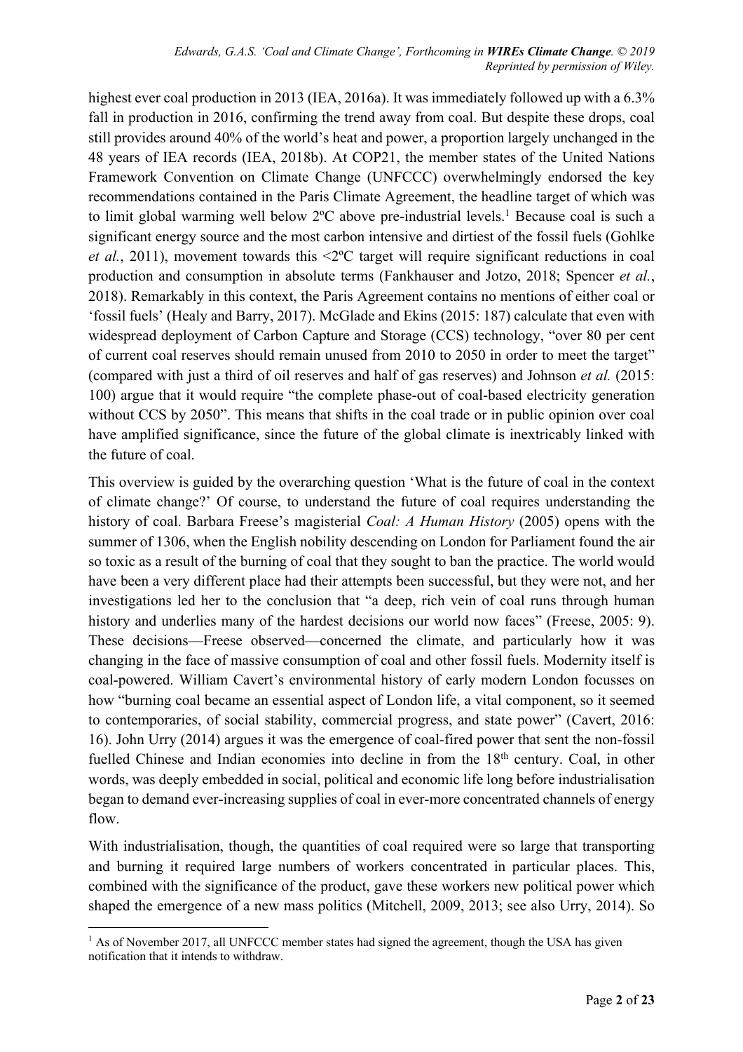highest ever coal production in 2013 (IEA, 2016a). It was immediately followed up with a 6.3% fall in production in 2016, confirming the trend away from coal. But despite these drops, coal still provides around 40% of the world's heat and power, a proportion largely unchanged in the 48 years of IEA records (IEA, 2018b). At COP21, the member states of the United Nations Framework Convention on Climate Change (UNFCCC) overwhelmingly endorsed the key recommendations contained in the Paris Climate Agreement, the headline target of which was to limit global warming well below 2ºC above pre-industrial levels.[1] Because coal is such a significant energy source and the most carbon intensive and dirtiest of the fossil fuels (Gohlke *et al.*, 2011), movement towards this <2ºC target will require significant reductions in coal production and consumption in absolute terms (Fankhauser and Jotzo, 2018; Spencer *et al.*, 2018). Remarkably in this context, the Paris Agreement contains no mentions of either coal or 'fossil fuels' (Healy and Barry, 2017). McGlade and Ekins (2015: 187) calculate that even with widespread deployment of Carbon Capture and Storage (CCS) technology, "over 80 per cent of current coal reserves should remain unused from 2010 to 2050 in order to meet the target" (compared with just a third of oil reserves and half of gas reserves) and Johnson *et al.* (2015: 100) argue that it would require "the complete phase-out of coal-based electricity generation without CCS by 2050". This means that shifts in the coal trade or in public opinion over coal have amplified significance, since the future of the global climate is inextricably linked with the future of coal.

This overview is guided by the overarching question 'What is the future of coal in the context of climate change?' Of course, to understand the future of coal requires understanding the history of coal. Barbara Freese's magisterial *Coal: A Human History* (2005) opens with the summer of 1306, when the English nobility descending on London for Parliament found the air so toxic as a result of the burning of coal that they sought to ban the practice. The world would have been a very different place had their attempts been successful, but they were not, and her investigations led her to the conclusion that "a deep, rich vein of coal runs through human history and underlies many of the hardest decisions our world now faces" (Freese, 2005: 9). These decisions—Freese observed—concerned the climate, and particularly how it was changing in the face of massive consumption of coal and other fossil fuels. Modernity itself is coal-powered. William Cavert's environmental history of early modern London focusses on how "burning coal became an essential aspect of London life, a vital component, so it seemed to contemporaries, of social stability, commercial progress, and state power" (Cavert, 2016: 16). John Urry (2014) argues it was the emergence of coal-fired power that sent the non-fossil fuelled Chinese and Indian economies into decline in from the 18th century. Coal, in other words, was deeply embedded in social, political and economic life long before industrialisation began to demand ever-increasing supplies of coal in ever-more concentrated channels of energy flow.

With industrialisation, though, the quantities of coal required were so large that transporting and burning it required large numbers of workers concentrated in particular places. This, combined with the significance of the product, gave these workers new political power which shaped the emergence of a new mass politics (Mitchell, 2009, 2013; see also Urry, 2014). So

[1] As of November 2017, all UNFCCC member states had signed the agreement, though the USA has given notification that it intends to withdraw.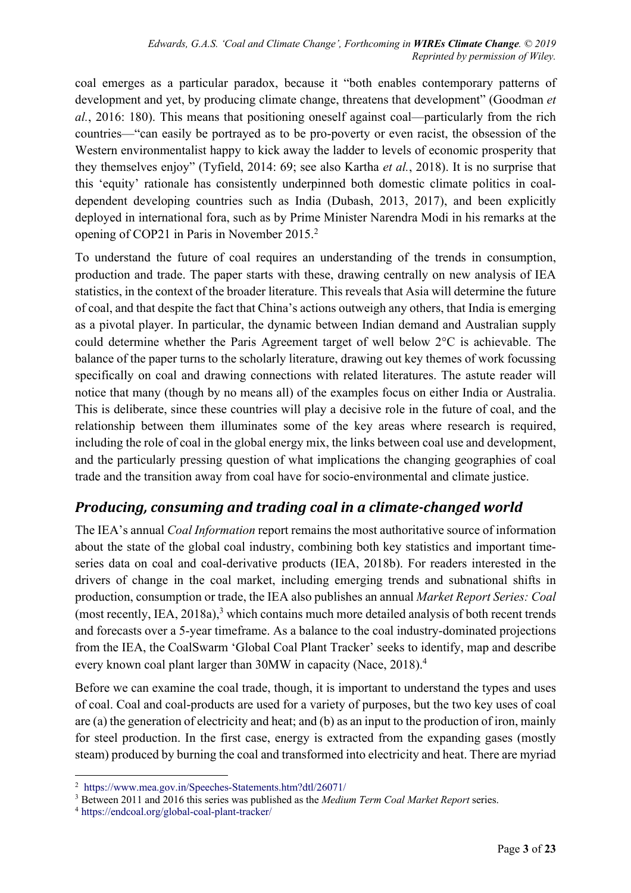coal emerges as a particular paradox, because it "both enables contemporary patterns of development and yet, by producing climate change, threatens that development" (Goodman *et al.*, 2016: 180). This means that positioning oneself against coal—particularly from the rich countries—"can easily be portrayed as to be pro-poverty or even racist, the obsession of the Western environmentalist happy to kick away the ladder to levels of economic prosperity that they themselves enjoy" (Tyfield, 2014: 69; see also Kartha *et al.*, 2018). It is no surprise that this 'equity' rationale has consistently underpinned both domestic climate politics in coal-dependent developing countries such as India (Dubash, 2013, 2017), and been explicitly deployed in international fora, such as by Prime Minister Narendra Modi in his remarks at the opening of COP21 in Paris in November 2015.[2]

To understand the future of coal requires an understanding of the trends in consumption, production and trade. The paper starts with these, drawing centrally on new analysis of IEA statistics, in the context of the broader literature. This reveals that Asia will determine the future of coal, and that despite the fact that China's actions outweigh any others, that India is emerging as a pivotal player. In particular, the dynamic between Indian demand and Australian supply could determine whether the Paris Agreement target of well below 2°C is achievable. The balance of the paper turns to the scholarly literature, drawing out key themes of work focussing specifically on coal and drawing connections with related literatures. The astute reader will notice that many (though by no means all) of the examples focus on either India or Australia. This is deliberate, since these countries will play a decisive role in the future of coal, and the relationship between them illuminates some of the key areas where research is required, including the role of coal in the global energy mix, the links between coal use and development, and the particularly pressing question of what implications the changing geographies of coal trade and the transition away from coal have for socio-environmental and climate justice.

## *Producing, consuming and trading coal in a climate-changed world*

The IEA's annual *Coal Information* report remains the most authoritative source of information about the state of the global coal industry, combining both key statistics and important time-series data on coal and coal-derivative products (IEA, 2018b). For readers interested in the drivers of change in the coal market, including emerging trends and subnational shifts in production, consumption or trade, the IEA also publishes an annual *Market Report Series: Coal* (most recently, IEA, 2018a),[3] which contains much more detailed analysis of both recent trends and forecasts over a 5-year timeframe. As a balance to the coal industry-dominated projections from the IEA, the CoalSwarm 'Global Coal Plant Tracker' seeks to identify, map and describe every known coal plant larger than 30MW in capacity (Nace, 2018).[4]

Before we can examine the coal trade, though, it is important to understand the types and uses of coal. Coal and coal-products are used for a variety of purposes, but the two key uses of coal are (a) the generation of electricity and heat; and (b) as an input to the production of iron, mainly for steel production. In the first case, energy is extracted from the expanding gases (mostly steam) produced by burning the coal and transformed into electricity and heat. There are myriad

---

[2] https://www.mea.gov.in/Speeches-Statements.htm?dtl/26071/

[3] Between 2011 and 2016 this series was published as the *Medium Term Coal Market Report* series.

[4] https://endcoal.org/global-coal-plant-tracker/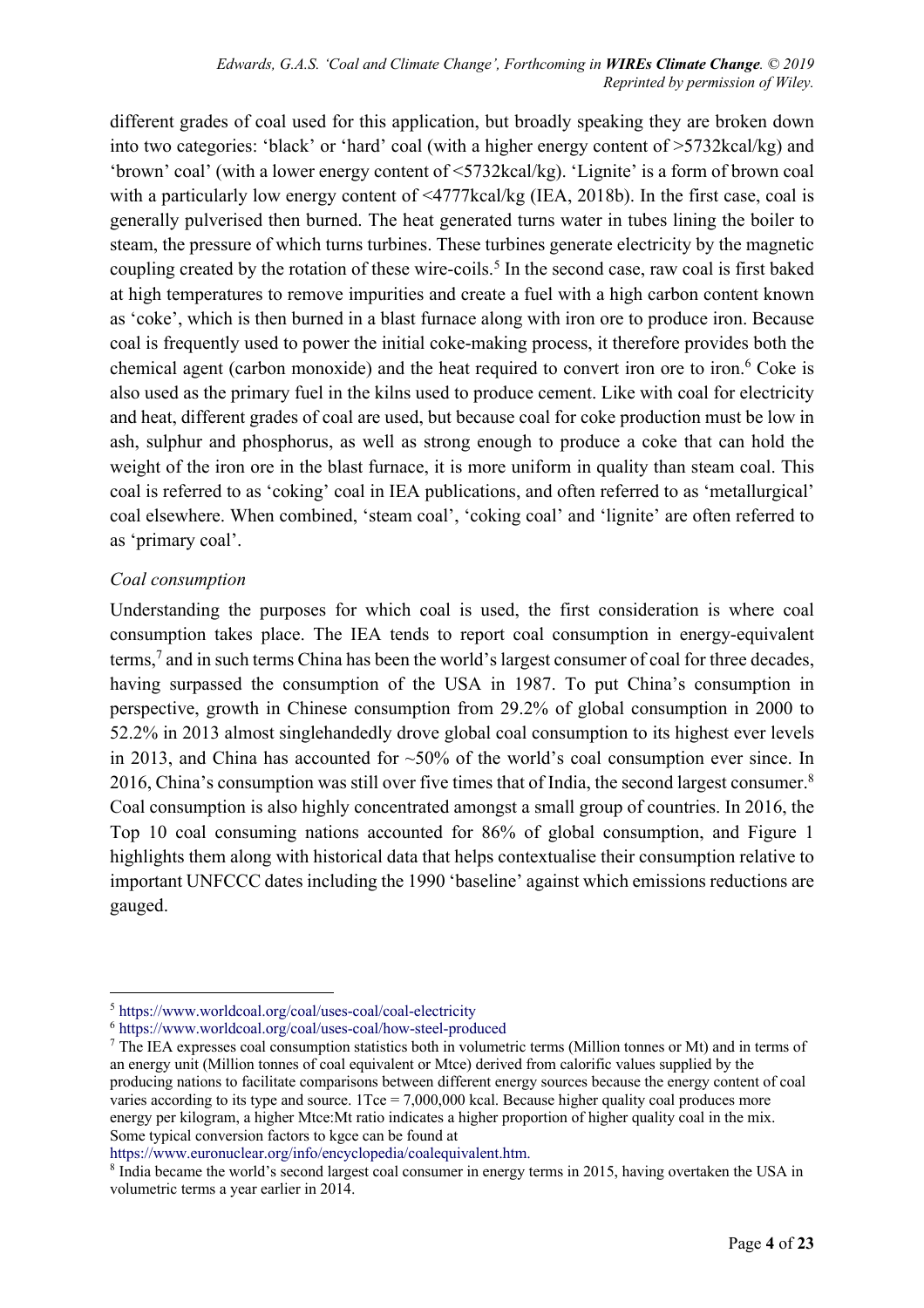different grades of coal used for this application, but broadly speaking they are broken down into two categories: 'black' or 'hard' coal (with a higher energy content of >5732kcal/kg) and 'brown' coal' (with a lower energy content of <5732kcal/kg). 'Lignite' is a form of brown coal with a particularly low energy content of <4777kcal/kg (IEA, 2018b). In the first case, coal is generally pulverised then burned. The heat generated turns water in tubes lining the boiler to steam, the pressure of which turns turbines. These turbines generate electricity by the magnetic coupling created by the rotation of these wire-coils.[5] In the second case, raw coal is first baked at high temperatures to remove impurities and create a fuel with a high carbon content known as 'coke', which is then burned in a blast furnace along with iron ore to produce iron. Because coal is frequently used to power the initial coke-making process, it therefore provides both the chemical agent (carbon monoxide) and the heat required to convert iron ore to iron.[6] Coke is also used as the primary fuel in the kilns used to produce cement. Like with coal for electricity and heat, different grades of coal are used, but because coal for coke production must be low in ash, sulphur and phosphorus, as well as strong enough to produce a coke that can hold the weight of the iron ore in the blast furnace, it is more uniform in quality than steam coal. This coal is referred to as 'coking' coal in IEA publications, and often referred to as 'metallurgical' coal elsewhere. When combined, 'steam coal', 'coking coal' and 'lignite' are often referred to as 'primary coal'.

*Coal consumption*

Understanding the purposes for which coal is used, the first consideration is where coal consumption takes place. The IEA tends to report coal consumption in energy-equivalent terms,[7] and in such terms China has been the world's largest consumer of coal for three decades, having surpassed the consumption of the USA in 1987. To put China's consumption in perspective, growth in Chinese consumption from 29.2% of global consumption in 2000 to 52.2% in 2013 almost singlehandedly drove global coal consumption to its highest ever levels in 2013, and China has accounted for ~50% of the world's coal consumption ever since. In 2016, China's consumption was still over five times that of India, the second largest consumer.[8] Coal consumption is also highly concentrated amongst a small group of countries. In 2016, the Top 10 coal consuming nations accounted for 86% of global consumption, and Figure 1 highlights them along with historical data that helps contextualise their consumption relative to important UNFCCC dates including the 1990 'baseline' against which emissions reductions are gauged.

---

[5] https://www.worldcoal.org/coal/uses-coal/coal-electricity

[6] https://www.worldcoal.org/coal/uses-coal/how-steel-produced

[7] The IEA expresses coal consumption statistics both in volumetric terms (Million tonnes or Mt) and in terms of an energy unit (Million tonnes of coal equivalent or Mtce) derived from calorific values supplied by the producing nations to facilitate comparisons between different energy sources because the energy content of coal varies according to its type and source. 1Tce = 7,000,000 kcal. Because higher quality coal produces more energy per kilogram, a higher Mtce:Mt ratio indicates a higher proportion of higher quality coal in the mix. Some typical conversion factors to kgce can be found at https://www.euronuclear.org/info/encyclopedia/coalequivalent.htm.

[8] India became the world's second largest coal consumer in energy terms in 2015, having overtaken the USA in volumetric terms a year earlier in 2014.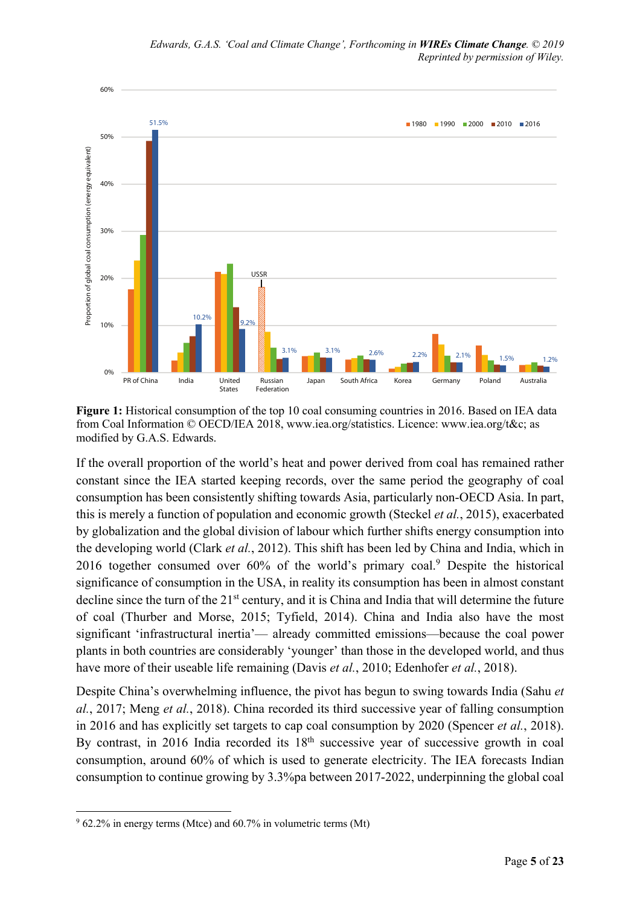**Figure 1:** Historical consumption of the top 10 coal consuming countries in 2016. Based on IEA data from Coal Information © OECD/IEA 2018, www.iea.org/statistics. Licence: www.iea.org/t&c; as modified by G.A.S. Edwards.

If the overall proportion of the world's heat and power derived from coal has remained rather constant since the IEA started keeping records, over the same period the geography of coal consumption has been consistently shifting towards Asia, particularly non-OECD Asia. In part, this is merely a function of population and economic growth (Steckel *et al.*, 2015), exacerbated by globalization and the global division of labour which further shifts energy consumption into the developing world (Clark *et al.*, 2012). This shift has been led by China and India, which in 2016 together consumed over 60% of the world's primary coal.[9] Despite the historical significance of consumption in the USA, in reality its consumption has been in almost constant decline since the turn of the 21st century, and it is China and India that will determine the future of coal (Thurber and Morse, 2015; Tyfield, 2014). China and India also have the most significant 'infrastructural inertia'— already committed emissions—because the coal power plants in both countries are considerably 'younger' than those in the developed world, and thus have more of their useable life remaining (Davis *et al.*, 2010; Edenhofer *et al.*, 2018).

Despite China's overwhelming influence, the pivot has begun to swing towards India (Sahu *et al.*, 2017; Meng *et al.*, 2018). China recorded its third successive year of falling consumption in 2016 and has explicitly set targets to cap coal consumption by 2020 (Spencer *et al.*, 2018). By contrast, in 2016 India recorded its 18th successive year of successive growth in coal consumption, around 60% of which is used to generate electricity. The IEA forecasts Indian consumption to continue growing by 3.3%pa between 2017-2022, underpinning the global coal

[9] 62.2% in energy terms (Mtce) and 60.7% in volumetric terms (Mt)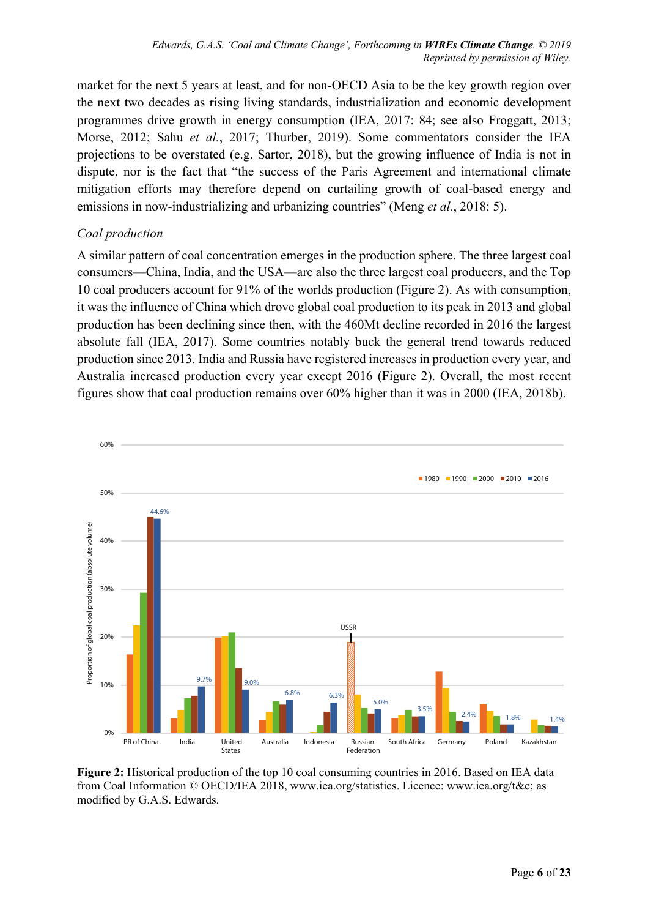market for the next 5 years at least, and for non-OECD Asia to be the key growth region over the next two decades as rising living standards, industrialization and economic development programmes drive growth in energy consumption (IEA, 2017: 84; see also Froggatt, 2013; Morse, 2012; Sahu *et al.*, 2017; Thurber, 2019). Some commentators consider the IEA projections to be overstated (e.g. Sartor, 2018), but the growing influence of India is not in dispute, nor is the fact that "the success of the Paris Agreement and international climate mitigation efforts may therefore depend on curtailing growth of coal-based energy and emissions in now-industrializing and urbanizing countries" (Meng *et al.*, 2018: 5).

### *Coal production*

A similar pattern of coal concentration emerges in the production sphere. The three largest coal consumers—China, India, and the USA—are also the three largest coal producers, and the Top 10 coal producers account for 91% of the worlds production (Figure 2). As with consumption, it was the influence of China which drove global coal production to its peak in 2013 and global production has been declining since then, with the 460Mt decline recorded in 2016 the largest absolute fall (IEA, 2017). Some countries notably buck the general trend towards reduced production since 2013. India and Russia have registered increases in production every year, and Australia increased production every year except 2016 (Figure 2). Overall, the most recent figures show that coal production remains over 60% higher than it was in 2000 (IEA, 2018b).

**Figure 2:** Historical production of the top 10 coal consuming countries in 2016. Based on IEA data from Coal Information © OECD/IEA 2018, www.iea.org/statistics. Licence: www.iea.org/t&c; as modified by G.A.S. Edwards.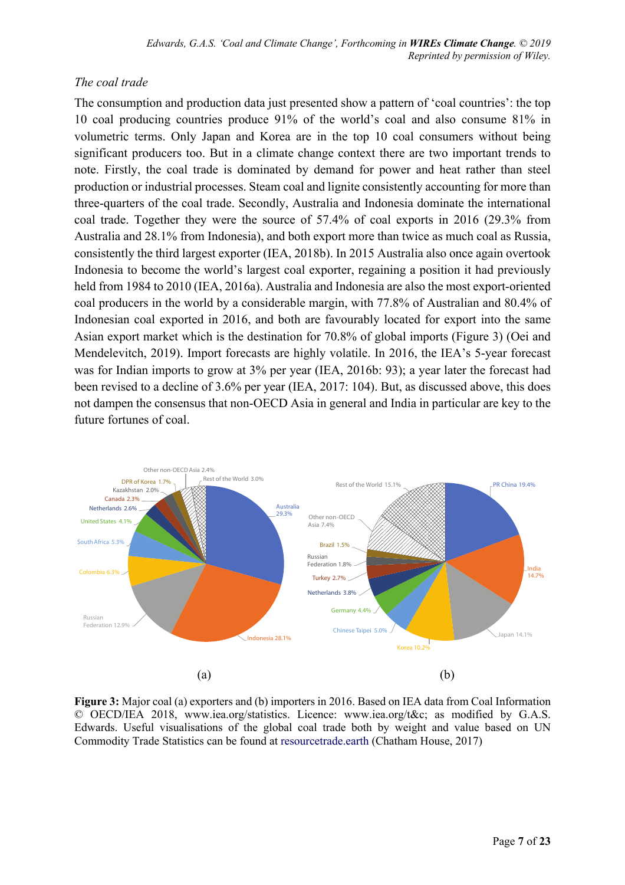*The coal trade*

The consumption and production data just presented show a pattern of 'coal countries': the top 10 coal producing countries produce 91% of the world's coal and also consume 81% in volumetric terms. Only Japan and Korea are in the top 10 coal consumers without being significant producers too. But in a climate change context there are two important trends to note. Firstly, the coal trade is dominated by demand for power and heat rather than steel production or industrial processes. Steam coal and lignite consistently accounting for more than three-quarters of the coal trade. Secondly, Australia and Indonesia dominate the international coal trade. Together they were the source of 57.4% of coal exports in 2016 (29.3% from Australia and 28.1% from Indonesia), and both export more than twice as much coal as Russia, consistently the third largest exporter (IEA, 2018b). In 2015 Australia also once again overtook Indonesia to become the world's largest coal exporter, regaining a position it had previously held from 1984 to 2010 (IEA, 2016a). Australia and Indonesia are also the most export-oriented coal producers in the world by a considerable margin, with 77.8% of Australian and 80.4% of Indonesian coal exported in 2016, and both are favourably located for export into the same Asian export market which is the destination for 70.8% of global imports (Figure 3) (Oei and Mendelevitch, 2019). Import forecasts are highly volatile. In 2016, the IEA's 5-year forecast was for Indian imports to grow at 3% per year (IEA, 2016b: 93); a year later the forecast had been revised to a decline of 3.6% per year (IEA, 2017: 104). But, as discussed above, this does not dampen the consensus that non-OECD Asia in general and India in particular are key to the future fortunes of coal.

**Figure 3:** Major coal (a) exporters and (b) importers in 2016. Based on IEA data from Coal Information © OECD/IEA 2018, www.iea.org/statistics. Licence: www.iea.org/t&c; as modified by G.A.S. Edwards. Useful visualisations of the global coal trade both by weight and value based on UN Commodity Trade Statistics can be found at resourcetrade.earth (Chatham House, 2017)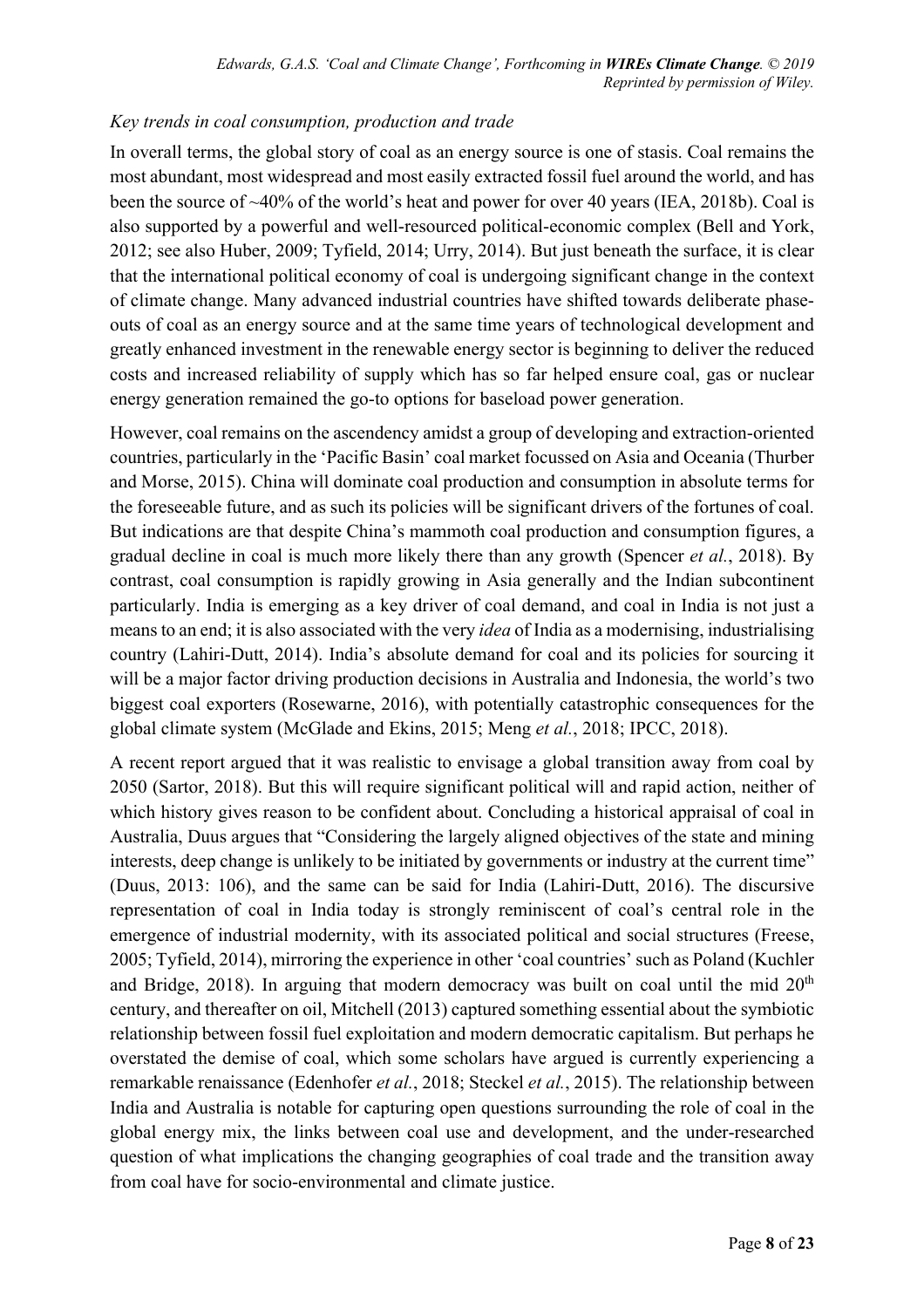### *Key trends in coal consumption, production and trade*

In overall terms, the global story of coal as an energy source is one of stasis. Coal remains the most abundant, most widespread and most easily extracted fossil fuel around the world, and has been the source of ~40% of the world's heat and power for over 40 years (IEA, 2018b). Coal is also supported by a powerful and well-resourced political-economic complex (Bell and York, 2012; see also Huber, 2009; Tyfield, 2014; Urry, 2014). But just beneath the surface, it is clear that the international political economy of coal is undergoing significant change in the context of climate change. Many advanced industrial countries have shifted towards deliberate phase-outs of coal as an energy source and at the same time years of technological development and greatly enhanced investment in the renewable energy sector is beginning to deliver the reduced costs and increased reliability of supply which has so far helped ensure coal, gas or nuclear energy generation remained the go-to options for baseload power generation.

However, coal remains on the ascendency amidst a group of developing and extraction-oriented countries, particularly in the 'Pacific Basin' coal market focussed on Asia and Oceania (Thurber and Morse, 2015). China will dominate coal production and consumption in absolute terms for the foreseeable future, and as such its policies will be significant drivers of the fortunes of coal. But indications are that despite China's mammoth coal production and consumption figures, a gradual decline in coal is much more likely there than any growth (Spencer *et al.*, 2018). By contrast, coal consumption is rapidly growing in Asia generally and the Indian subcontinent particularly. India is emerging as a key driver of coal demand, and coal in India is not just a means to an end; it is also associated with the very *idea* of India as a modernising, industrialising country (Lahiri-Dutt, 2014). India's absolute demand for coal and its policies for sourcing it will be a major factor driving production decisions in Australia and Indonesia, the world's two biggest coal exporters (Rosewarne, 2016), with potentially catastrophic consequences for the global climate system (McGlade and Ekins, 2015; Meng *et al.*, 2018; IPCC, 2018).

A recent report argued that it was realistic to envisage a global transition away from coal by 2050 (Sartor, 2018). But this will require significant political will and rapid action, neither of which history gives reason to be confident about. Concluding a historical appraisal of coal in Australia, Duus argues that "Considering the largely aligned objectives of the state and mining interests, deep change is unlikely to be initiated by governments or industry at the current time" (Duus, 2013: 106), and the same can be said for India (Lahiri-Dutt, 2016). The discursive representation of coal in India today is strongly reminiscent of coal's central role in the emergence of industrial modernity, with its associated political and social structures (Freese, 2005; Tyfield, 2014), mirroring the experience in other 'coal countries' such as Poland (Kuchler and Bridge, 2018). In arguing that modern democracy was built on coal until the mid 20th century, and thereafter on oil, Mitchell (2013) captured something essential about the symbiotic relationship between fossil fuel exploitation and modern democratic capitalism. But perhaps he overstated the demise of coal, which some scholars have argued is currently experiencing a remarkable renaissance (Edenhofer *et al.*, 2018; Steckel *et al.*, 2015). The relationship between India and Australia is notable for capturing open questions surrounding the role of coal in the global energy mix, the links between coal use and development, and the under-researched question of what implications the changing geographies of coal trade and the transition away from coal have for socio-environmental and climate justice.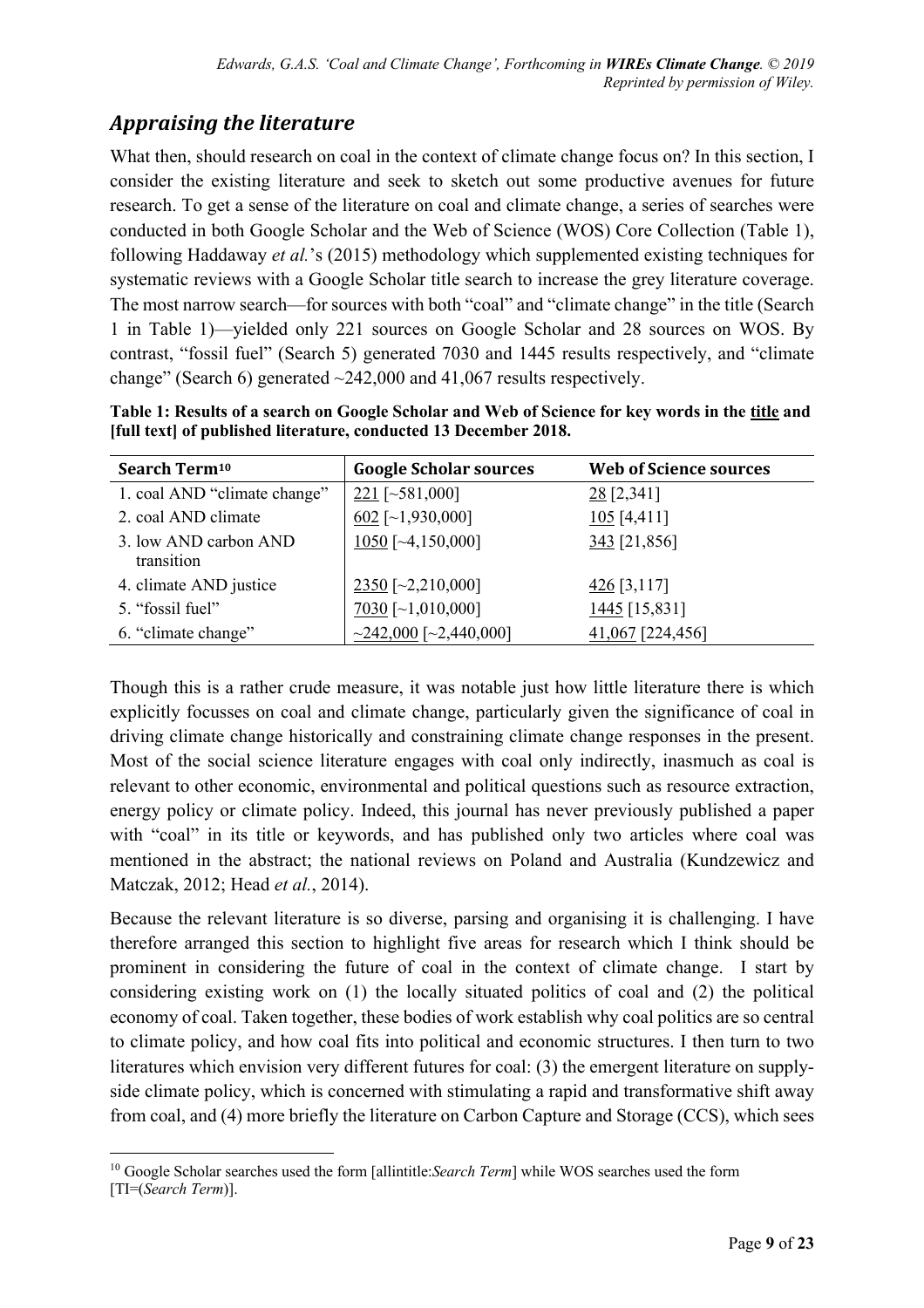## *Appraising the literature*

What then, should research on coal in the context of climate change focus on? In this section, I consider the existing literature and seek to sketch out some productive avenues for future research. To get a sense of the literature on coal and climate change, a series of searches were conducted in both Google Scholar and the Web of Science (WOS) Core Collection (Table 1), following Haddaway *et al.*'s (2015) methodology which supplemented existing techniques for systematic reviews with a Google Scholar title search to increase the grey literature coverage. The most narrow search—for sources with both "coal" and "climate change" in the title (Search 1 in Table 1)—yielded only 221 sources on Google Scholar and 28 sources on WOS. By contrast, "fossil fuel" (Search 5) generated 7030 and 1445 results respectively, and "climate change" (Search 6) generated ~242,000 and 41,067 results respectively.

**Table 1: Results of a search on Google Scholar and Web of Science for key words in the title and [full text] of published literature, conducted 13 December 2018.**

| Search Term[10] | Google Scholar sources | Web of Science sources |
| --- | --- | --- |
| 1. coal AND "climate change" | 221 [~581,000] | 28 [2,341] |
| 2. coal AND climate | 602 [~1,930,000] | 105 [4,411] |
| 3. low AND carbon AND transition | 1050 [~4,150,000] | 343 [21,856] |
| 4. climate AND justice | 2350 [~2,210,000] | 426 [3,117] |
| 5. "fossil fuel" | 7030 [~1,010,000] | 1445 [15,831] |
| 6. "climate change" | ~242,000 [~2,440,000] | 41,067 [224,456] |

Though this is a rather crude measure, it was notable just how little literature there is which explicitly focusses on coal and climate change, particularly given the significance of coal in driving climate change historically and constraining climate change responses in the present. Most of the social science literature engages with coal only indirectly, inasmuch as coal is relevant to other economic, environmental and political questions such as resource extraction, energy policy or climate policy. Indeed, this journal has never previously published a paper with "coal" in its title or keywords, and has published only two articles where coal was mentioned in the abstract; the national reviews on Poland and Australia (Kundzewicz and Matczak, 2012; Head *et al.*, 2014).

Because the relevant literature is so diverse, parsing and organising it is challenging. I have therefore arranged this section to highlight five areas for research which I think should be prominent in considering the future of coal in the context of climate change. I start by considering existing work on (1) the locally situated politics of coal and (2) the political economy of coal. Taken together, these bodies of work establish why coal politics are so central to climate policy, and how coal fits into political and economic structures. I then turn to two literatures which envision very different futures for coal: (3) the emergent literature on supply-side climate policy, which is concerned with stimulating a rapid and transformative shift away from coal, and (4) more briefly the literature on Carbon Capture and Storage (CCS), which sees

[10] Google Scholar searches used the form [allintitle:*Search Term*] while WOS searches used the form [TI=(*Search Term*)].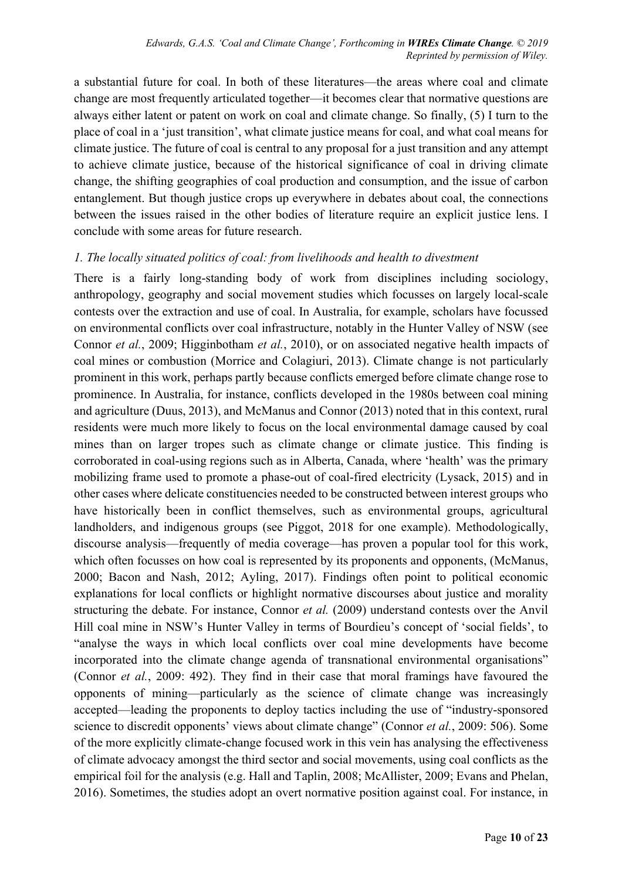a substantial future for coal. In both of these literatures—the areas where coal and climate change are most frequently articulated together—it becomes clear that normative questions are always either latent or patent on work on coal and climate change. So finally, (5) I turn to the place of coal in a 'just transition', what climate justice means for coal, and what coal means for climate justice. The future of coal is central to any proposal for a just transition and any attempt to achieve climate justice, because of the historical significance of coal in driving climate change, the shifting geographies of coal production and consumption, and the issue of carbon entanglement. But though justice crops up everywhere in debates about coal, the connections between the issues raised in the other bodies of literature require an explicit justice lens. I conclude with some areas for future research.

### *1. The locally situated politics of coal: from livelihoods and health to divestment*

There is a fairly long-standing body of work from disciplines including sociology, anthropology, geography and social movement studies which focusses on largely local-scale contests over the extraction and use of coal. In Australia, for example, scholars have focussed on environmental conflicts over coal infrastructure, notably in the Hunter Valley of NSW (see Connor *et al.*, 2009; Higginbotham *et al.*, 2010), or on associated negative health impacts of coal mines or combustion (Morrice and Colagiuri, 2013). Climate change is not particularly prominent in this work, perhaps partly because conflicts emerged before climate change rose to prominence. In Australia, for instance, conflicts developed in the 1980s between coal mining and agriculture (Duus, 2013), and McManus and Connor (2013) noted that in this context, rural residents were much more likely to focus on the local environmental damage caused by coal mines than on larger tropes such as climate change or climate justice. This finding is corroborated in coal-using regions such as in Alberta, Canada, where 'health' was the primary mobilizing frame used to promote a phase-out of coal-fired electricity (Lysack, 2015) and in other cases where delicate constituencies needed to be constructed between interest groups who have historically been in conflict themselves, such as environmental groups, agricultural landholders, and indigenous groups (see Piggot, 2018 for one example). Methodologically, discourse analysis—frequently of media coverage—has proven a popular tool for this work, which often focusses on how coal is represented by its proponents and opponents, (McManus, 2000; Bacon and Nash, 2012; Ayling, 2017). Findings often point to political economic explanations for local conflicts or highlight normative discourses about justice and morality structuring the debate. For instance, Connor *et al.* (2009) understand contests over the Anvil Hill coal mine in NSW's Hunter Valley in terms of Bourdieu's concept of 'social fields', to "analyse the ways in which local conflicts over coal mine developments have become incorporated into the climate change agenda of transnational environmental organisations" (Connor *et al.*, 2009: 492). They find in their case that moral framings have favoured the opponents of mining—particularly as the science of climate change was increasingly accepted—leading the proponents to deploy tactics including the use of "industry-sponsored science to discredit opponents' views about climate change" (Connor *et al.*, 2009: 506). Some of the more explicitly climate-change focused work in this vein has analysing the effectiveness of climate advocacy amongst the third sector and social movements, using coal conflicts as the empirical foil for the analysis (e.g. Hall and Taplin, 2008; McAllister, 2009; Evans and Phelan, 2016). Sometimes, the studies adopt an overt normative position against coal. For instance, in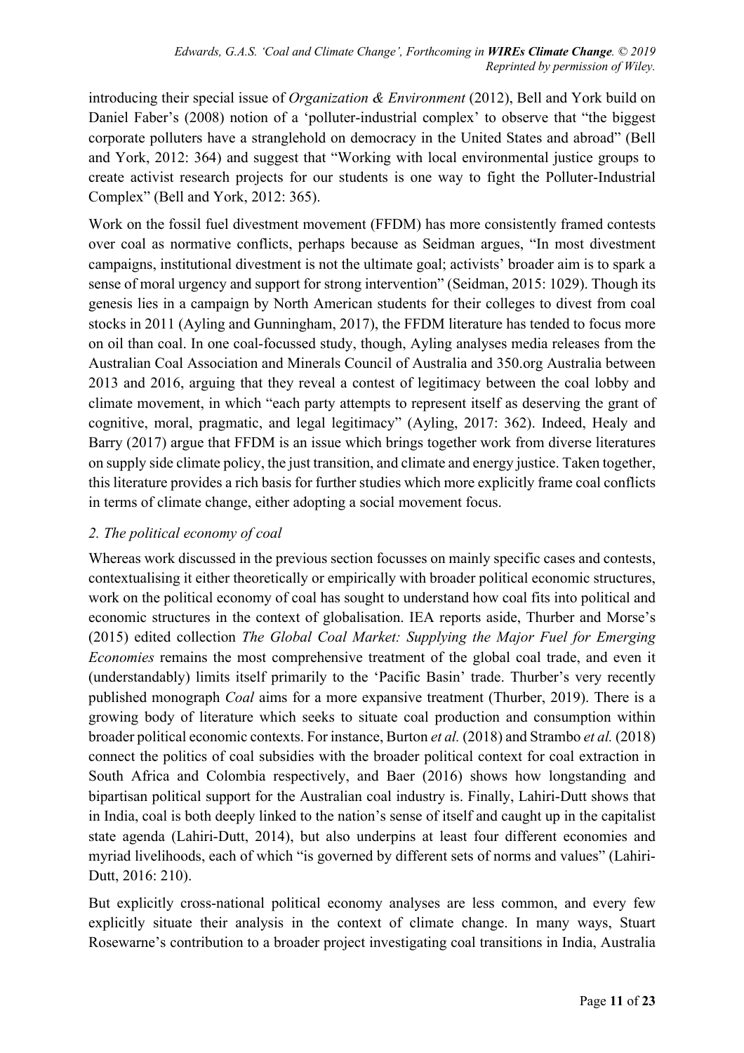introducing their special issue of *Organization & Environment* (2012), Bell and York build on Daniel Faber's (2008) notion of a 'polluter-industrial complex' to observe that "the biggest corporate polluters have a stranglehold on democracy in the United States and abroad" (Bell and York, 2012: 364) and suggest that "Working with local environmental justice groups to create activist research projects for our students is one way to fight the Polluter-Industrial Complex" (Bell and York, 2012: 365).

Work on the fossil fuel divestment movement (FFDM) has more consistently framed contests over coal as normative conflicts, perhaps because as Seidman argues, "In most divestment campaigns, institutional divestment is not the ultimate goal; activists' broader aim is to spark a sense of moral urgency and support for strong intervention" (Seidman, 2015: 1029). Though its genesis lies in a campaign by North American students for their colleges to divest from coal stocks in 2011 (Ayling and Gunningham, 2017), the FFDM literature has tended to focus more on oil than coal. In one coal-focussed study, though, Ayling analyses media releases from the Australian Coal Association and Minerals Council of Australia and 350.org Australia between 2013 and 2016, arguing that they reveal a contest of legitimacy between the coal lobby and climate movement, in which "each party attempts to represent itself as deserving the grant of cognitive, moral, pragmatic, and legal legitimacy" (Ayling, 2017: 362). Indeed, Healy and Barry (2017) argue that FFDM is an issue which brings together work from diverse literatures on supply side climate policy, the just transition, and climate and energy justice. Taken together, this literature provides a rich basis for further studies which more explicitly frame coal conflicts in terms of climate change, either adopting a social movement focus.

### *2. The political economy of coal*

Whereas work discussed in the previous section focusses on mainly specific cases and contests, contextualising it either theoretically or empirically with broader political economic structures, work on the political economy of coal has sought to understand how coal fits into political and economic structures in the context of globalisation. IEA reports aside, Thurber and Morse's (2015) edited collection *The Global Coal Market: Supplying the Major Fuel for Emerging Economies* remains the most comprehensive treatment of the global coal trade, and even it (understandably) limits itself primarily to the 'Pacific Basin' trade. Thurber's very recently published monograph *Coal* aims for a more expansive treatment (Thurber, 2019). There is a growing body of literature which seeks to situate coal production and consumption within broader political economic contexts. For instance, Burton *et al.* (2018) and Strambo *et al.* (2018) connect the politics of coal subsidies with the broader political context for coal extraction in South Africa and Colombia respectively, and Baer (2016) shows how longstanding and bipartisan political support for the Australian coal industry is. Finally, Lahiri-Dutt shows that in India, coal is both deeply linked to the nation's sense of itself and caught up in the capitalist state agenda (Lahiri-Dutt, 2014), but also underpins at least four different economies and myriad livelihoods, each of which "is governed by different sets of norms and values" (Lahiri-Dutt, 2016: 210).

But explicitly cross-national political economy analyses are less common, and every few explicitly situate their analysis in the context of climate change. In many ways, Stuart Rosewarne's contribution to a broader project investigating coal transitions in India, Australia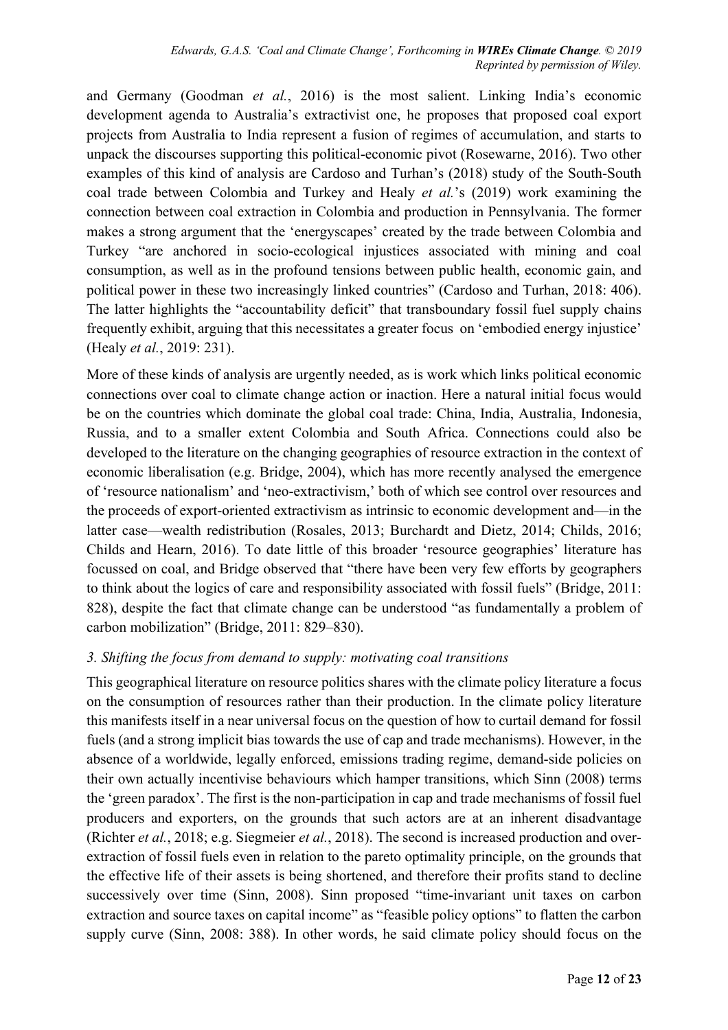and Germany (Goodman *et al.*, 2016) is the most salient. Linking India's economic development agenda to Australia's extractivist one, he proposes that proposed coal export projects from Australia to India represent a fusion of regimes of accumulation, and starts to unpack the discourses supporting this political-economic pivot (Rosewarne, 2016). Two other examples of this kind of analysis are Cardoso and Turhan's (2018) study of the South-South coal trade between Colombia and Turkey and Healy *et al.*'s (2019) work examining the connection between coal extraction in Colombia and production in Pennsylvania. The former makes a strong argument that the 'energyscapes' created by the trade between Colombia and Turkey "are anchored in socio-ecological injustices associated with mining and coal consumption, as well as in the profound tensions between public health, economic gain, and political power in these two increasingly linked countries" (Cardoso and Turhan, 2018: 406). The latter highlights the "accountability deficit" that transboundary fossil fuel supply chains frequently exhibit, arguing that this necessitates a greater focus on 'embodied energy injustice' (Healy *et al.*, 2019: 231).

More of these kinds of analysis are urgently needed, as is work which links political economic connections over coal to climate change action or inaction. Here a natural initial focus would be on the countries which dominate the global coal trade: China, India, Australia, Indonesia, Russia, and to a smaller extent Colombia and South Africa. Connections could also be developed to the literature on the changing geographies of resource extraction in the context of economic liberalisation (e.g. Bridge, 2004), which has more recently analysed the emergence of 'resource nationalism' and 'neo-extractivism,' both of which see control over resources and the proceeds of export-oriented extractivism as intrinsic to economic development and—in the latter case—wealth redistribution (Rosales, 2013; Burchardt and Dietz, 2014; Childs, 2016; Childs and Hearn, 2016). To date little of this broader 'resource geographies' literature has focussed on coal, and Bridge observed that "there have been very few efforts by geographers to think about the logics of care and responsibility associated with fossil fuels" (Bridge, 2011: 828), despite the fact that climate change can be understood "as fundamentally a problem of carbon mobilization" (Bridge, 2011: 829–830).

### *3. Shifting the focus from demand to supply: motivating coal transitions*

This geographical literature on resource politics shares with the climate policy literature a focus on the consumption of resources rather than their production. In the climate policy literature this manifests itself in a near universal focus on the question of how to curtail demand for fossil fuels (and a strong implicit bias towards the use of cap and trade mechanisms). However, in the absence of a worldwide, legally enforced, emissions trading regime, demand-side policies on their own actually incentivise behaviours which hamper transitions, which Sinn (2008) terms the 'green paradox'. The first is the non-participation in cap and trade mechanisms of fossil fuel producers and exporters, on the grounds that such actors are at an inherent disadvantage (Richter *et al.*, 2018; e.g. Siegmeier *et al.*, 2018). The second is increased production and over-extraction of fossil fuels even in relation to the pareto optimality principle, on the grounds that the effective life of their assets is being shortened, and therefore their profits stand to decline successively over time (Sinn, 2008). Sinn proposed "time-invariant unit taxes on carbon extraction and source taxes on capital income" as "feasible policy options" to flatten the carbon supply curve (Sinn, 2008: 388). In other words, he said climate policy should focus on the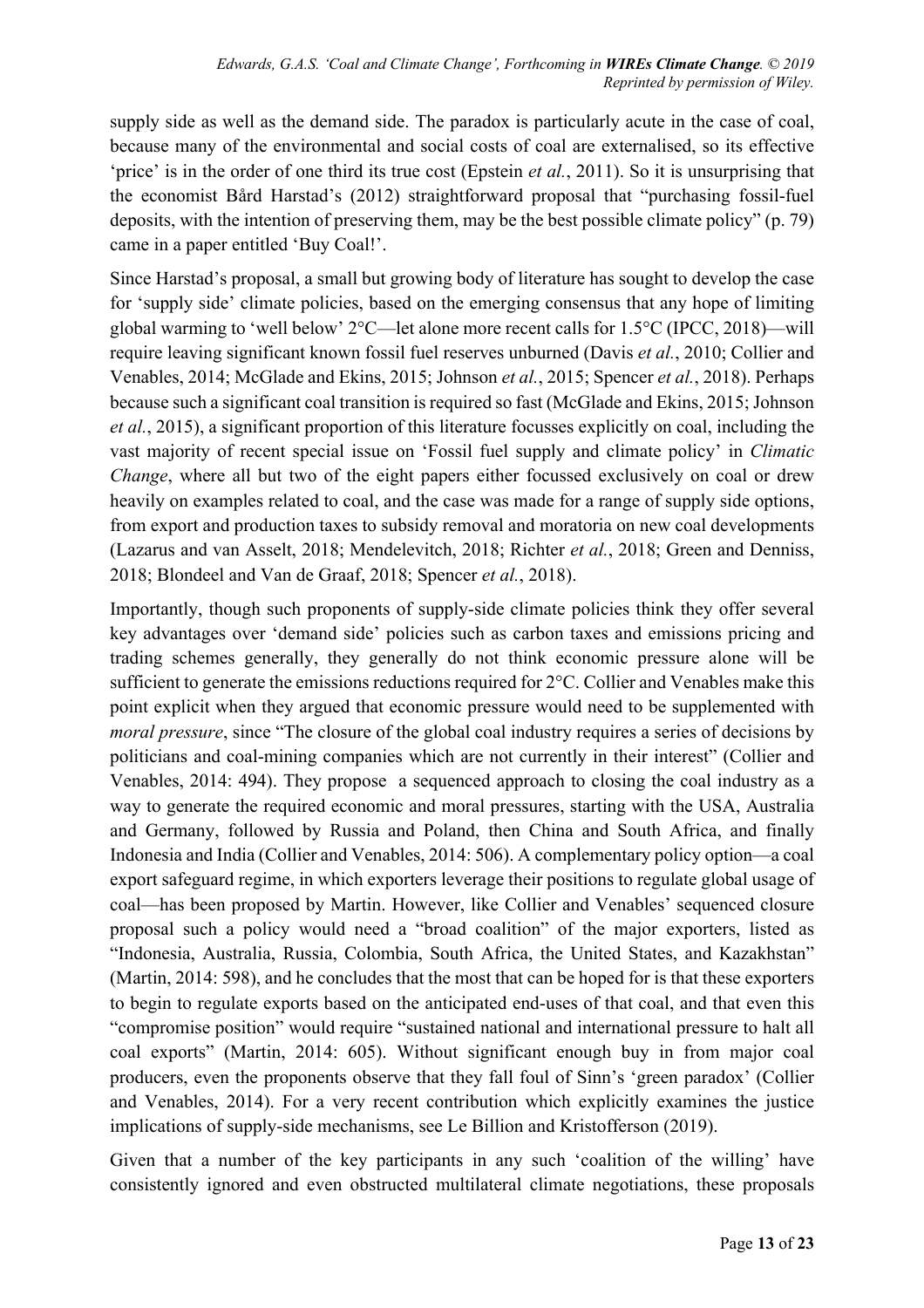supply side as well as the demand side. The paradox is particularly acute in the case of coal, because many of the environmental and social costs of coal are externalised, so its effective 'price' is in the order of one third its true cost (Epstein *et al.*, 2011). So it is unsurprising that the economist Bård Harstad's (2012) straightforward proposal that "purchasing fossil-fuel deposits, with the intention of preserving them, may be the best possible climate policy" (p. 79) came in a paper entitled 'Buy Coal!'.

Since Harstad's proposal, a small but growing body of literature has sought to develop the case for 'supply side' climate policies, based on the emerging consensus that any hope of limiting global warming to 'well below' 2°C—let alone more recent calls for 1.5°C (IPCC, 2018)—will require leaving significant known fossil fuel reserves unburned (Davis *et al.*, 2010; Collier and Venables, 2014; McGlade and Ekins, 2015; Johnson *et al.*, 2015; Spencer *et al.*, 2018). Perhaps because such a significant coal transition is required so fast (McGlade and Ekins, 2015; Johnson *et al.*, 2015), a significant proportion of this literature focusses explicitly on coal, including the vast majority of recent special issue on 'Fossil fuel supply and climate policy' in *Climatic Change*, where all but two of the eight papers either focussed exclusively on coal or drew heavily on examples related to coal, and the case was made for a range of supply side options, from export and production taxes to subsidy removal and moratoria on new coal developments (Lazarus and van Asselt, 2018; Mendelevitch, 2018; Richter *et al.*, 2018; Green and Denniss, 2018; Blondeel and Van de Graaf, 2018; Spencer *et al.*, 2018).

Importantly, though such proponents of supply-side climate policies think they offer several key advantages over 'demand side' policies such as carbon taxes and emissions pricing and trading schemes generally, they generally do not think economic pressure alone will be sufficient to generate the emissions reductions required for 2°C. Collier and Venables make this point explicit when they argued that economic pressure would need to be supplemented with *moral pressure*, since "The closure of the global coal industry requires a series of decisions by politicians and coal-mining companies which are not currently in their interest" (Collier and Venables, 2014: 494). They propose a sequenced approach to closing the coal industry as a way to generate the required economic and moral pressures, starting with the USA, Australia and Germany, followed by Russia and Poland, then China and South Africa, and finally Indonesia and India (Collier and Venables, 2014: 506). A complementary policy option—a coal export safeguard regime, in which exporters leverage their positions to regulate global usage of coal—has been proposed by Martin. However, like Collier and Venables' sequenced closure proposal such a policy would need a "broad coalition" of the major exporters, listed as "Indonesia, Australia, Russia, Colombia, South Africa, the United States, and Kazakhstan" (Martin, 2014: 598), and he concludes that the most that can be hoped for is that these exporters to begin to regulate exports based on the anticipated end-uses of that coal, and that even this "compromise position" would require "sustained national and international pressure to halt all coal exports" (Martin, 2014: 605). Without significant enough buy in from major coal producers, even the proponents observe that they fall foul of Sinn's 'green paradox' (Collier and Venables, 2014). For a very recent contribution which explicitly examines the justice implications of supply-side mechanisms, see Le Billion and Kristofferson (2019).

Given that a number of the key participants in any such 'coalition of the willing' have consistently ignored and even obstructed multilateral climate negotiations, these proposals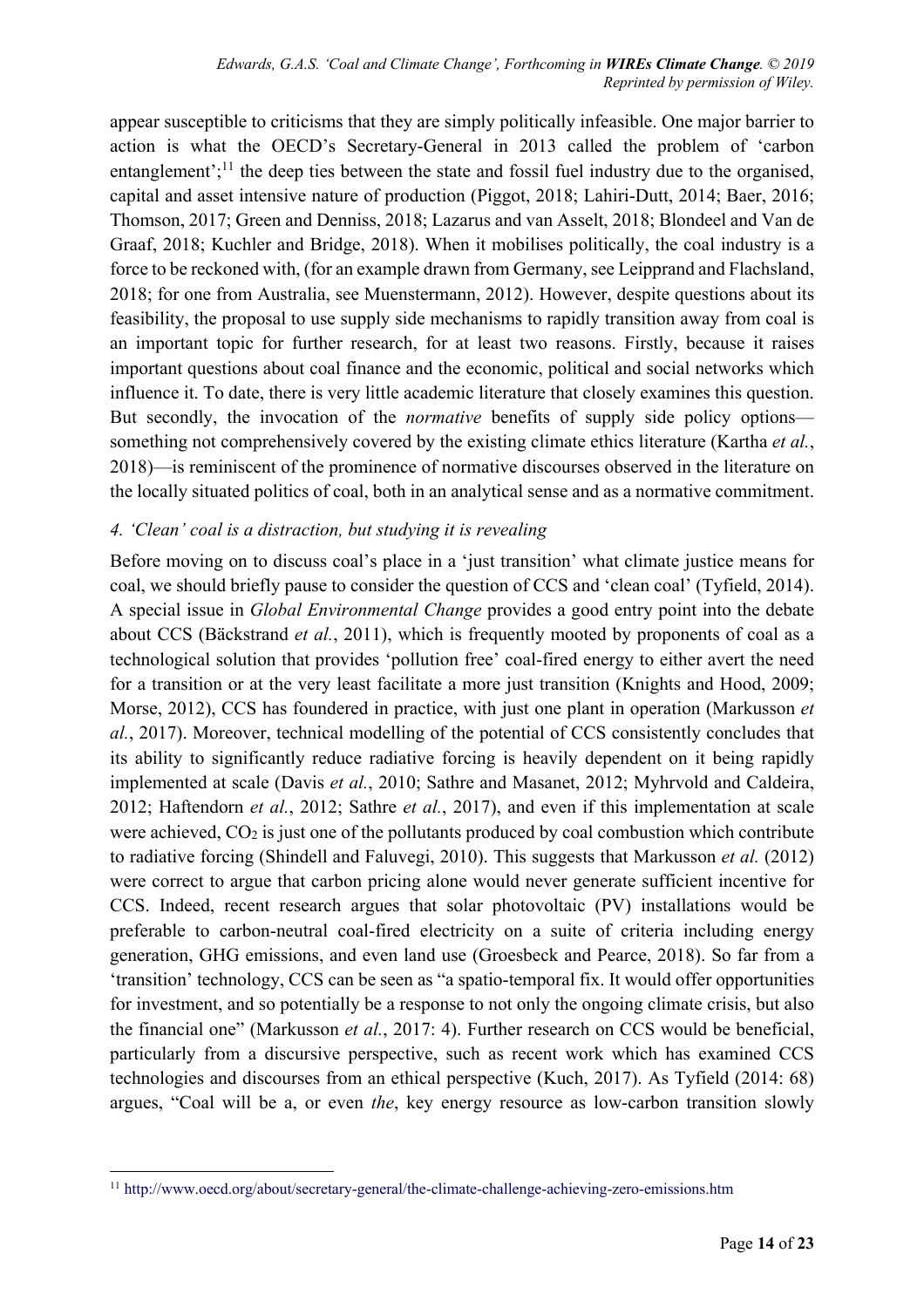appear susceptible to criticisms that they are simply politically infeasible. One major barrier to action is what the OECD's Secretary-General in 2013 called the problem of 'carbon entanglement';[11] the deep ties between the state and fossil fuel industry due to the organised, capital and asset intensive nature of production (Piggot, 2018; Lahiri-Dutt, 2014; Baer, 2016; Thomson, 2017; Green and Denniss, 2018; Lazarus and van Asselt, 2018; Blondeel and Van de Graaf, 2018; Kuchler and Bridge, 2018). When it mobilises politically, the coal industry is a force to be reckoned with, (for an example drawn from Germany, see Leipprand and Flachsland, 2018; for one from Australia, see Muenstermann, 2012). However, despite questions about its feasibility, the proposal to use supply side mechanisms to rapidly transition away from coal is an important topic for further research, for at least two reasons. Firstly, because it raises important questions about coal finance and the economic, political and social networks which influence it. To date, there is very little academic literature that closely examines this question. But secondly, the invocation of the *normative* benefits of supply side policy options—something not comprehensively covered by the existing climate ethics literature (Kartha *et al.*, 2018)—is reminiscent of the prominence of normative discourses observed in the literature on the locally situated politics of coal, both in an analytical sense and as a normative commitment.

### *4. 'Clean' coal is a distraction, but studying it is revealing*

Before moving on to discuss coal's place in a 'just transition' what climate justice means for coal, we should briefly pause to consider the question of CCS and 'clean coal' (Tyfield, 2014). A special issue in *Global Environmental Change* provides a good entry point into the debate about CCS (Bäckstrand *et al.*, 2011), which is frequently mooted by proponents of coal as a technological solution that provides 'pollution free' coal-fired energy to either avert the need for a transition or at the very least facilitate a more just transition (Knights and Hood, 2009; Morse, 2012), CCS has foundered in practice, with just one plant in operation (Markusson *et al.*, 2017). Moreover, technical modelling of the potential of CCS consistently concludes that its ability to significantly reduce radiative forcing is heavily dependent on it being rapidly implemented at scale (Davis *et al.*, 2010; Sathre and Masanet, 2012; Myhrvold and Caldeira, 2012; Haftendorn *et al.*, 2012; Sathre *et al.*, 2017), and even if this implementation at scale were achieved, $CO_2$ is just one of the pollutants produced by coal combustion which contribute to radiative forcing (Shindell and Faluvegi, 2010). This suggests that Markusson *et al.* (2012) were correct to argue that carbon pricing alone would never generate sufficient incentive for CCS. Indeed, recent research argues that solar photovoltaic (PV) installations would be preferable to carbon-neutral coal-fired electricity on a suite of criteria including energy generation, GHG emissions, and even land use (Groesbeck and Pearce, 2018). So far from a 'transition' technology, CCS can be seen as "a spatio-temporal fix. It would offer opportunities for investment, and so potentially be a response to not only the ongoing climate crisis, but also the financial one" (Markusson *et al.*, 2017: 4). Further research on CCS would be beneficial, particularly from a discursive perspective, such as recent work which has examined CCS technologies and discourses from an ethical perspective (Kuch, 2017). As Tyfield (2014: 68) argues, "Coal will be a, or even *the*, key energy resource as low-carbon transition slowly

[11] http://www.oecd.org/about/secretary-general/the-climate-challenge-achieving-zero-emissions.htm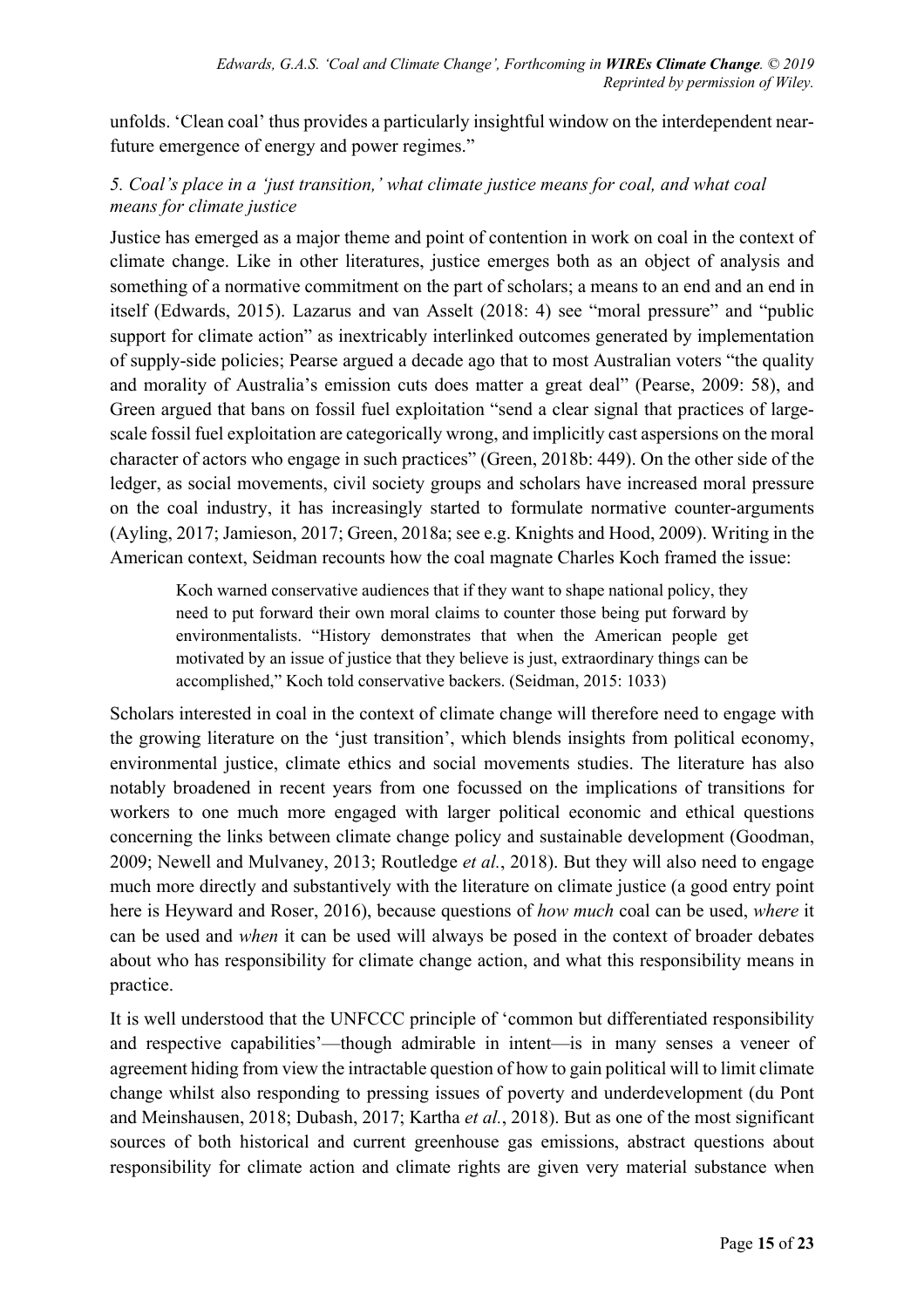unfolds. 'Clean coal' thus provides a particularly insightful window on the interdependent near-future emergence of energy and power regimes."

### *5. Coal's place in a 'just transition,' what climate justice means for coal, and what coal means for climate justice*

Justice has emerged as a major theme and point of contention in work on coal in the context of climate change. Like in other literatures, justice emerges both as an object of analysis and something of a normative commitment on the part of scholars; a means to an end and an end in itself (Edwards, 2015). Lazarus and van Asselt (2018: 4) see "moral pressure" and "public support for climate action" as inextricably interlinked outcomes generated by implementation of supply-side policies; Pearse argued a decade ago that to most Australian voters "the quality and morality of Australia's emission cuts does matter a great deal" (Pearse, 2009: 58), and Green argued that bans on fossil fuel exploitation "send a clear signal that practices of large-scale fossil fuel exploitation are categorically wrong, and implicitly cast aspersions on the moral character of actors who engage in such practices" (Green, 2018b: 449). On the other side of the ledger, as social movements, civil society groups and scholars have increased moral pressure on the coal industry, it has increasingly started to formulate normative counter-arguments (Ayling, 2017; Jamieson, 2017; Green, 2018a; see e.g. Knights and Hood, 2009). Writing in the American context, Seidman recounts how the coal magnate Charles Koch framed the issue:

> Koch warned conservative audiences that if they want to shape national policy, they need to put forward their own moral claims to counter those being put forward by environmentalists. "History demonstrates that when the American people get motivated by an issue of justice that they believe is just, extraordinary things can be accomplished," Koch told conservative backers. (Seidman, 2015: 1033)

Scholars interested in coal in the context of climate change will therefore need to engage with the growing literature on the 'just transition', which blends insights from political economy, environmental justice, climate ethics and social movements studies. The literature has also notably broadened in recent years from one focussed on the implications of transitions for workers to one much more engaged with larger political economic and ethical questions concerning the links between climate change policy and sustainable development (Goodman, 2009; Newell and Mulvaney, 2013; Routledge *et al.*, 2018). But they will also need to engage much more directly and substantively with the literature on climate justice (a good entry point here is Heyward and Roser, 2016), because questions of *how much* coal can be used, *where* it can be used and *when* it can be used will always be posed in the context of broader debates about who has responsibility for climate change action, and what this responsibility means in practice.

It is well understood that the UNFCCC principle of 'common but differentiated responsibility and respective capabilities'—though admirable in intent—is in many senses a veneer of agreement hiding from view the intractable question of how to gain political will to limit climate change whilst also responding to pressing issues of poverty and underdevelopment (du Pont and Meinshausen, 2018; Dubash, 2017; Kartha *et al.*, 2018). But as one of the most significant sources of both historical and current greenhouse gas emissions, abstract questions about responsibility for climate action and climate rights are given very material substance when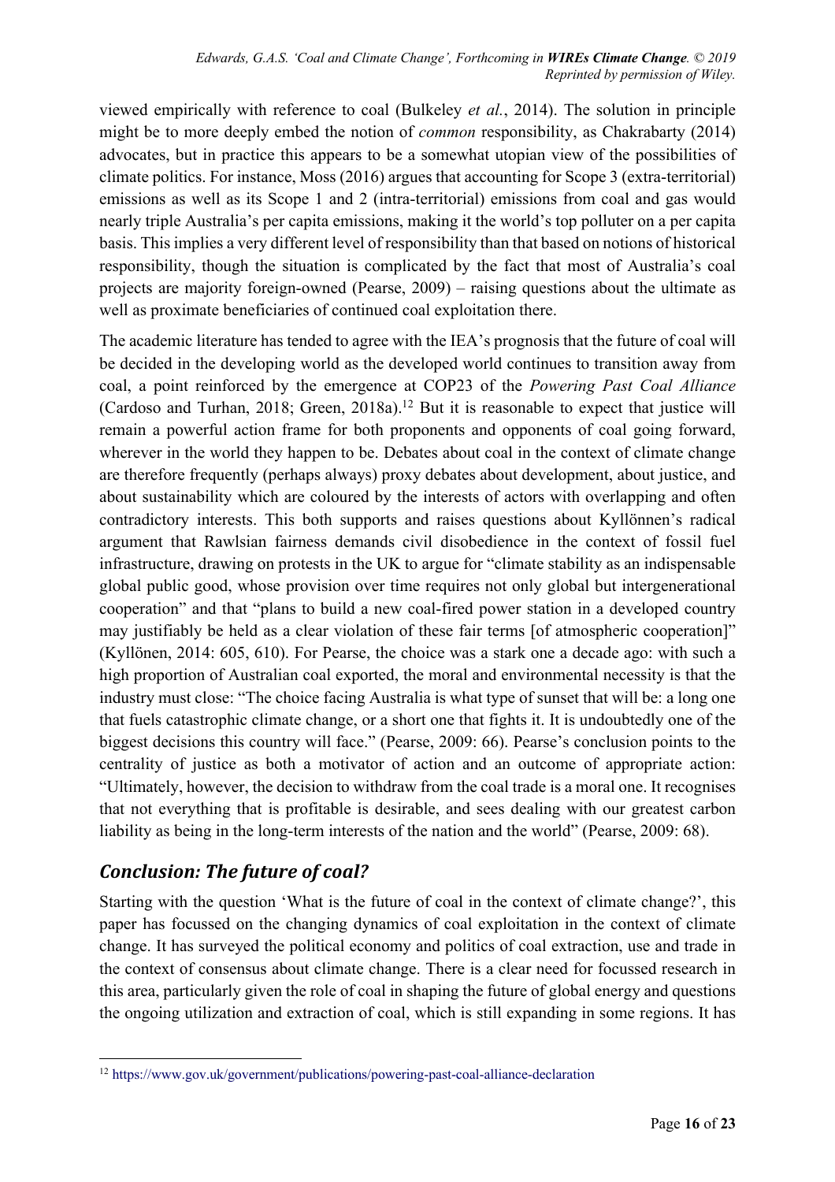viewed empirically with reference to coal (Bulkeley *et al.*, 2014). The solution in principle might be to more deeply embed the notion of *common* responsibility, as Chakrabarty (2014) advocates, but in practice this appears to be a somewhat utopian view of the possibilities of climate politics. For instance, Moss (2016) argues that accounting for Scope 3 (extra-territorial) emissions as well as its Scope 1 and 2 (intra-territorial) emissions from coal and gas would nearly triple Australia's per capita emissions, making it the world's top polluter on a per capita basis. This implies a very different level of responsibility than that based on notions of historical responsibility, though the situation is complicated by the fact that most of Australia's coal projects are majority foreign-owned (Pearse, 2009) – raising questions about the ultimate as well as proximate beneficiaries of continued coal exploitation there.

The academic literature has tended to agree with the IEA's prognosis that the future of coal will be decided in the developing world as the developed world continues to transition away from coal, a point reinforced by the emergence at COP23 of the *Powering Past Coal Alliance* (Cardoso and Turhan, 2018; Green, 2018a).[12] But it is reasonable to expect that justice will remain a powerful action frame for both proponents and opponents of coal going forward, wherever in the world they happen to be. Debates about coal in the context of climate change are therefore frequently (perhaps always) proxy debates about development, about justice, and about sustainability which are coloured by the interests of actors with overlapping and often contradictory interests. This both supports and raises questions about Kyllönnen's radical argument that Rawlsian fairness demands civil disobedience in the context of fossil fuel infrastructure, drawing on protests in the UK to argue for "climate stability as an indispensable global public good, whose provision over time requires not only global but intergenerational cooperation" and that "plans to build a new coal-fired power station in a developed country may justifiably be held as a clear violation of these fair terms [of atmospheric cooperation]" (Kyllönen, 2014: 605, 610). For Pearse, the choice was a stark one a decade ago: with such a high proportion of Australian coal exported, the moral and environmental necessity is that the industry must close: "The choice facing Australia is what type of sunset that will be: a long one that fuels catastrophic climate change, or a short one that fights it. It is undoubtedly one of the biggest decisions this country will face." (Pearse, 2009: 66). Pearse's conclusion points to the centrality of justice as both a motivator of action and an outcome of appropriate action: "Ultimately, however, the decision to withdraw from the coal trade is a moral one. It recognises that not everything that is profitable is desirable, and sees dealing with our greatest carbon liability as being in the long-term interests of the nation and the world" (Pearse, 2009: 68).

## *Conclusion: The future of coal?*

Starting with the question 'What is the future of coal in the context of climate change?', this paper has focussed on the changing dynamics of coal exploitation in the context of climate change. It has surveyed the political economy and politics of coal extraction, use and trade in the context of consensus about climate change. There is a clear need for focussed research in this area, particularly given the role of coal in shaping the future of global energy and questions the ongoing utilization and extraction of coal, which is still expanding in some regions. It has

[12] https://www.gov.uk/government/publications/powering-past-coal-alliance-declaration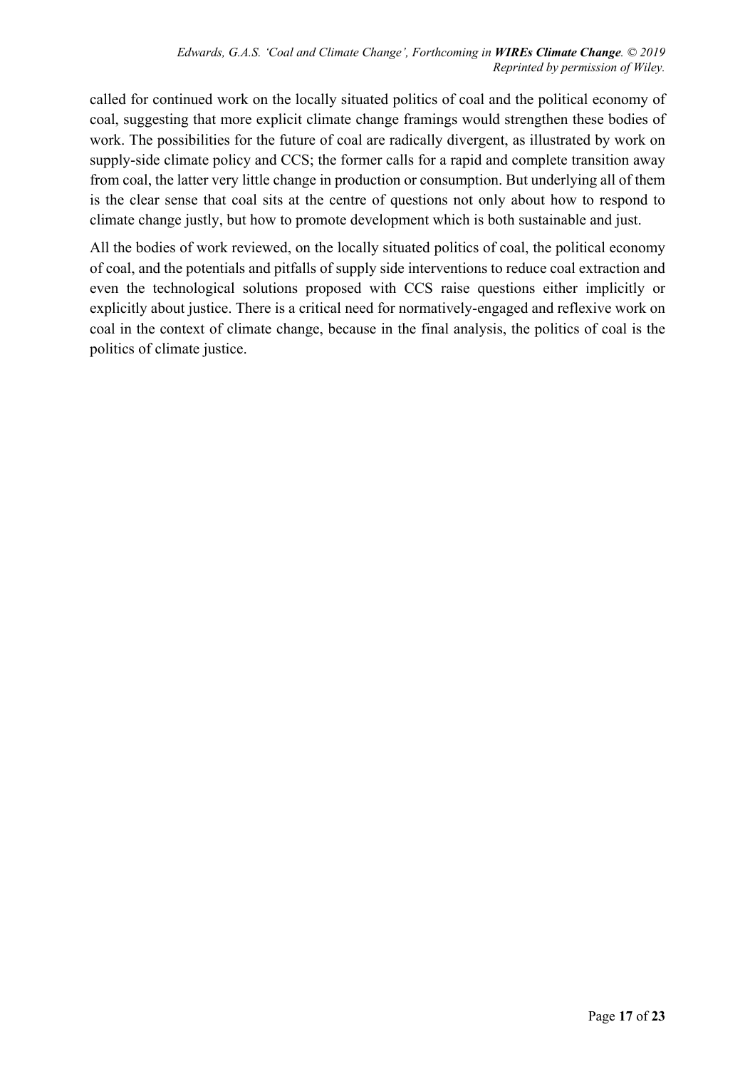called for continued work on the locally situated politics of coal and the political economy of coal, suggesting that more explicit climate change framings would strengthen these bodies of work. The possibilities for the future of coal are radically divergent, as illustrated by work on supply-side climate policy and CCS; the former calls for a rapid and complete transition away from coal, the latter very little change in production or consumption. But underlying all of them is the clear sense that coal sits at the centre of questions not only about how to respond to climate change justly, but how to promote development which is both sustainable and just.

All the bodies of work reviewed, on the locally situated politics of coal, the political economy of coal, and the potentials and pitfalls of supply side interventions to reduce coal extraction and even the technological solutions proposed with CCS raise questions either implicitly or explicitly about justice. There is a critical need for normatively-engaged and reflexive work on coal in the context of climate change, because in the final analysis, the politics of coal is the politics of climate justice.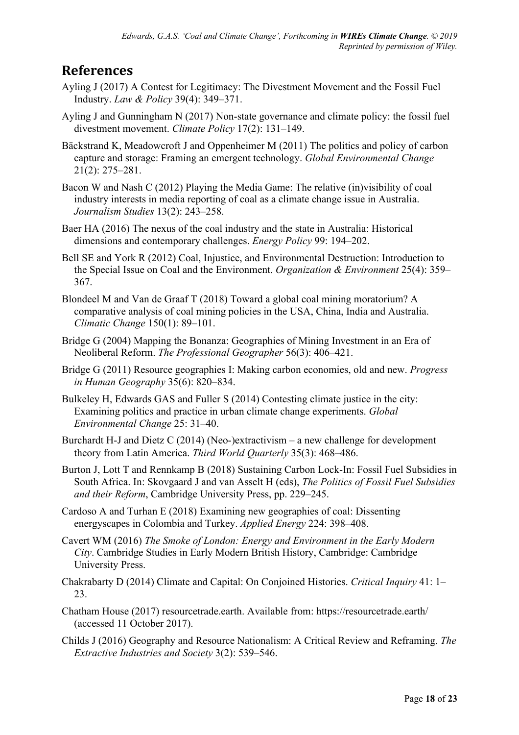## References

Ayling J (2017) A Contest for Legitimacy: The Divestment Movement and the Fossil Fuel Industry. *Law & Policy* 39(4): 349–371.

Ayling J and Gunningham N (2017) Non-state governance and climate policy: the fossil fuel divestment movement. *Climate Policy* 17(2): 131–149.

Bäckstrand K, Meadowcroft J and Oppenheimer M (2011) The politics and policy of carbon capture and storage: Framing an emergent technology. *Global Environmental Change* 21(2): 275–281.

Bacon W and Nash C (2012) Playing the Media Game: The relative (in)visibility of coal industry interests in media reporting of coal as a climate change issue in Australia. *Journalism Studies* 13(2): 243–258.

Baer HA (2016) The nexus of the coal industry and the state in Australia: Historical dimensions and contemporary challenges. *Energy Policy* 99: 194–202.

Bell SE and York R (2012) Coal, Injustice, and Environmental Destruction: Introduction to the Special Issue on Coal and the Environment. *Organization & Environment* 25(4): 359–367.

Blondeel M and Van de Graaf T (2018) Toward a global coal mining moratorium? A comparative analysis of coal mining policies in the USA, China, India and Australia. *Climatic Change* 150(1): 89–101.

Bridge G (2004) Mapping the Bonanza: Geographies of Mining Investment in an Era of Neoliberal Reform. *The Professional Geographer* 56(3): 406–421.

Bridge G (2011) Resource geographies I: Making carbon economies, old and new. *Progress in Human Geography* 35(6): 820–834.

Bulkeley H, Edwards GAS and Fuller S (2014) Contesting climate justice in the city: Examining politics and practice in urban climate change experiments. *Global Environmental Change* 25: 31–40.

Burchardt H-J and Dietz C (2014) (Neo-)extractivism – a new challenge for development theory from Latin America. *Third World Quarterly* 35(3): 468–486.

Burton J, Lott T and Rennkamp B (2018) Sustaining Carbon Lock-In: Fossil Fuel Subsidies in South Africa. In: Skovgaard J and van Asselt H (eds), *The Politics of Fossil Fuel Subsidies and their Reform*, Cambridge University Press, pp. 229–245.

Cardoso A and Turhan E (2018) Examining new geographies of coal: Dissenting energyscapes in Colombia and Turkey. *Applied Energy* 224: 398–408.

Cavert WM (2016) *The Smoke of London: Energy and Environment in the Early Modern City*. Cambridge Studies in Early Modern British History, Cambridge: Cambridge University Press.

Chakrabarty D (2014) Climate and Capital: On Conjoined Histories. *Critical Inquiry* 41: 1–23.

Chatham House (2017) resourcetrade.earth. Available from: https://resourcetrade.earth/ (accessed 11 October 2017).

Childs J (2016) Geography and Resource Nationalism: A Critical Review and Reframing. *The Extractive Industries and Society* 3(2): 539–546.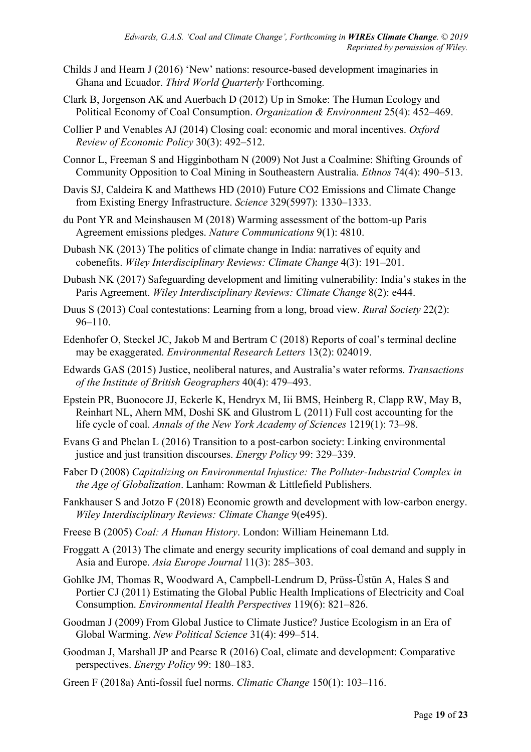Childs J and Hearn J (2016) 'New' nations: resource-based development imaginaries in Ghana and Ecuador. *Third World Quarterly* Forthcoming.

Clark B, Jorgenson AK and Auerbach D (2012) Up in Smoke: The Human Ecology and Political Economy of Coal Consumption. *Organization & Environment* 25(4): 452–469.

Collier P and Venables AJ (2014) Closing coal: economic and moral incentives. *Oxford Review of Economic Policy* 30(3): 492–512.

Connor L, Freeman S and Higginbotham N (2009) Not Just a Coalmine: Shifting Grounds of Community Opposition to Coal Mining in Southeastern Australia. *Ethnos* 74(4): 490–513.

Davis SJ, Caldeira K and Matthews HD (2010) Future CO2 Emissions and Climate Change from Existing Energy Infrastructure. *Science* 329(5997): 1330–1333.

du Pont YR and Meinshausen M (2018) Warming assessment of the bottom-up Paris Agreement emissions pledges. *Nature Communications* 9(1): 4810.

Dubash NK (2013) The politics of climate change in India: narratives of equity and cobenefits. *Wiley Interdisciplinary Reviews: Climate Change* 4(3): 191–201.

Dubash NK (2017) Safeguarding development and limiting vulnerability: India's stakes in the Paris Agreement. *Wiley Interdisciplinary Reviews: Climate Change* 8(2): e444.

Duus S (2013) Coal contestations: Learning from a long, broad view. *Rural Society* 22(2): 96–110.

Edenhofer O, Steckel JC, Jakob M and Bertram C (2018) Reports of coal's terminal decline may be exaggerated. *Environmental Research Letters* 13(2): 024019.

Edwards GAS (2015) Justice, neoliberal natures, and Australia's water reforms. *Transactions of the Institute of British Geographers* 40(4): 479–493.

Epstein PR, Buonocore JJ, Eckerle K, Hendryx M, Iii BMS, Heinberg R, Clapp RW, May B, Reinhart NL, Ahern MM, Doshi SK and Glustrom L (2011) Full cost accounting for the life cycle of coal. *Annals of the New York Academy of Sciences* 1219(1): 73–98.

Evans G and Phelan L (2016) Transition to a post-carbon society: Linking environmental justice and just transition discourses. *Energy Policy* 99: 329–339.

Faber D (2008) *Capitalizing on Environmental Injustice: The Polluter-Industrial Complex in the Age of Globalization*. Lanham: Rowman & Littlefield Publishers.

Fankhauser S and Jotzo F (2018) Economic growth and development with low-carbon energy. *Wiley Interdisciplinary Reviews: Climate Change* 9(e495).

Freese B (2005) *Coal: A Human History*. London: William Heinemann Ltd.

Froggatt A (2013) The climate and energy security implications of coal demand and supply in Asia and Europe. *Asia Europe Journal* 11(3): 285–303.

Gohlke JM, Thomas R, Woodward A, Campbell-Lendrum D, Prüss-Üstün A, Hales S and Portier CJ (2011) Estimating the Global Public Health Implications of Electricity and Coal Consumption. *Environmental Health Perspectives* 119(6): 821–826.

Goodman J (2009) From Global Justice to Climate Justice? Justice Ecologism in an Era of Global Warming. *New Political Science* 31(4): 499–514.

Goodman J, Marshall JP and Pearse R (2016) Coal, climate and development: Comparative perspectives. *Energy Policy* 99: 180–183.

Green F (2018a) Anti-fossil fuel norms. *Climatic Change* 150(1): 103–116.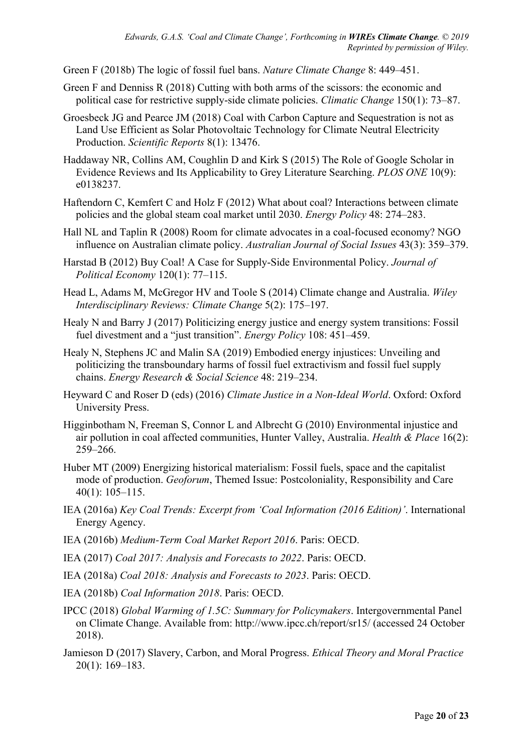Green F (2018b) The logic of fossil fuel bans. *Nature Climate Change* 8: 449–451.

Green F and Denniss R (2018) Cutting with both arms of the scissors: the economic and political case for restrictive supply-side climate policies. *Climatic Change* 150(1): 73–87.

Groesbeck JG and Pearce JM (2018) Coal with Carbon Capture and Sequestration is not as Land Use Efficient as Solar Photovoltaic Technology for Climate Neutral Electricity Production. *Scientific Reports* 8(1): 13476.

Haddaway NR, Collins AM, Coughlin D and Kirk S (2015) The Role of Google Scholar in Evidence Reviews and Its Applicability to Grey Literature Searching. *PLOS ONE* 10(9): e0138237.

Haftendorn C, Kemfert C and Holz F (2012) What about coal? Interactions between climate policies and the global steam coal market until 2030. *Energy Policy* 48: 274–283.

Hall NL and Taplin R (2008) Room for climate advocates in a coal-focused economy? NGO influence on Australian climate policy. *Australian Journal of Social Issues* 43(3): 359–379.

Harstad B (2012) Buy Coal! A Case for Supply-Side Environmental Policy. *Journal of Political Economy* 120(1): 77–115.

Head L, Adams M, McGregor HV and Toole S (2014) Climate change and Australia. *Wiley Interdisciplinary Reviews: Climate Change* 5(2): 175–197.

Healy N and Barry J (2017) Politicizing energy justice and energy system transitions: Fossil fuel divestment and a "just transition". *Energy Policy* 108: 451–459.

Healy N, Stephens JC and Malin SA (2019) Embodied energy injustices: Unveiling and politicizing the transboundary harms of fossil fuel extractivism and fossil fuel supply chains. *Energy Research & Social Science* 48: 219–234.

Heyward C and Roser D (eds) (2016) *Climate Justice in a Non-Ideal World*. Oxford: Oxford University Press.

Higginbotham N, Freeman S, Connor L and Albrecht G (2010) Environmental injustice and air pollution in coal affected communities, Hunter Valley, Australia. *Health & Place* 16(2): 259–266.

Huber MT (2009) Energizing historical materialism: Fossil fuels, space and the capitalist mode of production. *Geoforum*, Themed Issue: Postcoloniality, Responsibility and Care 40(1): 105–115.

IEA (2016a) *Key Coal Trends: Excerpt from 'Coal Information (2016 Edition)'*. International Energy Agency.

IEA (2016b) *Medium-Term Coal Market Report 2016*. Paris: OECD.

IEA (2017) *Coal 2017: Analysis and Forecasts to 2022*. Paris: OECD.

IEA (2018a) *Coal 2018: Analysis and Forecasts to 2023*. Paris: OECD.

IEA (2018b) *Coal Information 2018*. Paris: OECD.

IPCC (2018) *Global Warming of 1.5C: Summary for Policymakers*. Intergovernmental Panel on Climate Change. Available from: http://www.ipcc.ch/report/sr15/ (accessed 24 October 2018).

Jamieson D (2017) Slavery, Carbon, and Moral Progress. *Ethical Theory and Moral Practice* 20(1): 169–183.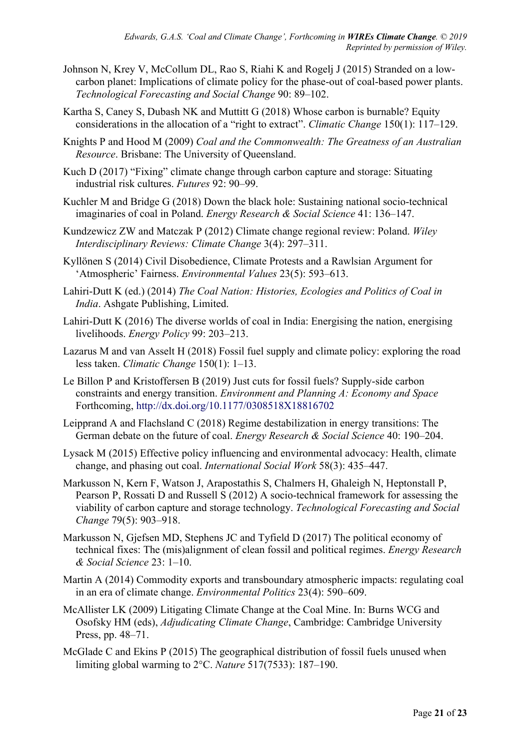Johnson N, Krey V, McCollum DL, Rao S, Riahi K and Rogelj J (2015) Stranded on a low-carbon planet: Implications of climate policy for the phase-out of coal-based power plants. *Technological Forecasting and Social Change* 90: 89–102.

Kartha S, Caney S, Dubash NK and Muttitt G (2018) Whose carbon is burnable? Equity considerations in the allocation of a "right to extract". *Climatic Change* 150(1): 117–129.

Knights P and Hood M (2009) *Coal and the Commonwealth: The Greatness of an Australian Resource*. Brisbane: The University of Queensland.

Kuch D (2017) "Fixing" climate change through carbon capture and storage: Situating industrial risk cultures. *Futures* 92: 90–99.

Kuchler M and Bridge G (2018) Down the black hole: Sustaining national socio-technical imaginaries of coal in Poland. *Energy Research & Social Science* 41: 136–147.

Kundzewicz ZW and Matczak P (2012) Climate change regional review: Poland. *Wiley Interdisciplinary Reviews: Climate Change* 3(4): 297–311.

Kyllönen S (2014) Civil Disobedience, Climate Protests and a Rawlsian Argument for 'Atmospheric' Fairness. *Environmental Values* 23(5): 593–613.

Lahiri-Dutt K (ed.) (2014) *The Coal Nation: Histories, Ecologies and Politics of Coal in India*. Ashgate Publishing, Limited.

Lahiri-Dutt K (2016) The diverse worlds of coal in India: Energising the nation, energising livelihoods. *Energy Policy* 99: 203–213.

Lazarus M and van Asselt H (2018) Fossil fuel supply and climate policy: exploring the road less taken. *Climatic Change* 150(1): 1–13.

Le Billon P and Kristoffersen B (2019) Just cuts for fossil fuels? Supply-side carbon constraints and energy transition. *Environment and Planning A: Economy and Space* Forthcoming, http://dx.doi.org/10.1177/0308518X18816702

Leipprand A and Flachsland C (2018) Regime destabilization in energy transitions: The German debate on the future of coal. *Energy Research & Social Science* 40: 190–204.

Lysack M (2015) Effective policy influencing and environmental advocacy: Health, climate change, and phasing out coal. *International Social Work* 58(3): 435–447.

Markusson N, Kern F, Watson J, Arapostathis S, Chalmers H, Ghaleigh N, Heptonstall P, Pearson P, Rossati D and Russell S (2012) A socio-technical framework for assessing the viability of carbon capture and storage technology. *Technological Forecasting and Social Change* 79(5): 903–918.

Markusson N, Gjefsen MD, Stephens JC and Tyfield D (2017) The political economy of technical fixes: The (mis)alignment of clean fossil and political regimes. *Energy Research & Social Science* 23: 1–10.

Martin A (2014) Commodity exports and transboundary atmospheric impacts: regulating coal in an era of climate change. *Environmental Politics* 23(4): 590–609.

McAllister LK (2009) Litigating Climate Change at the Coal Mine. In: Burns WCG and Osofsky HM (eds), *Adjudicating Climate Change*, Cambridge: Cambridge University Press, pp. 48–71.

McGlade C and Ekins P (2015) The geographical distribution of fossil fuels unused when limiting global warming to 2°C. *Nature* 517(7533): 187–190.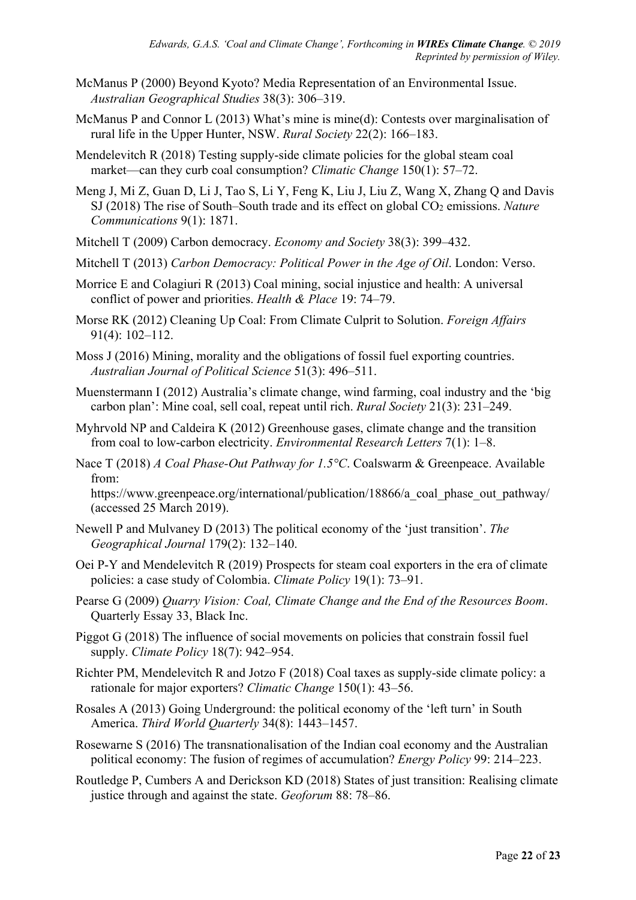McManus P (2000) Beyond Kyoto? Media Representation of an Environmental Issue. *Australian Geographical Studies* 38(3): 306–319.

McManus P and Connor L (2013) What's mine is mine(d): Contests over marginalisation of rural life in the Upper Hunter, NSW. *Rural Society* 22(2): 166–183.

Mendelevitch R (2018) Testing supply-side climate policies for the global steam coal market—can they curb coal consumption? *Climatic Change* 150(1): 57–72.

Meng J, Mi Z, Guan D, Li J, Tao S, Li Y, Feng K, Liu J, Liu Z, Wang X, Zhang Q and Davis SJ (2018) The rise of South–South trade and its effect on global $CO_2$ emissions. *Nature Communications* 9(1): 1871.

Mitchell T (2009) Carbon democracy. *Economy and Society* 38(3): 399–432.

Mitchell T (2013) *Carbon Democracy: Political Power in the Age of Oil*. London: Verso.

Morrice E and Colagiuri R (2013) Coal mining, social injustice and health: A universal conflict of power and priorities. *Health & Place* 19: 74–79.

Morse RK (2012) Cleaning Up Coal: From Climate Culprit to Solution. *Foreign Affairs* 91(4): 102–112.

Moss J (2016) Mining, morality and the obligations of fossil fuel exporting countries. *Australian Journal of Political Science* 51(3): 496–511.

Muenstermann I (2012) Australia's climate change, wind farming, coal industry and the 'big carbon plan': Mine coal, sell coal, repeat until rich. *Rural Society* 21(3): 231–249.

Myhrvold NP and Caldeira K (2012) Greenhouse gases, climate change and the transition from coal to low-carbon electricity. *Environmental Research Letters* 7(1): 1–8.

Nace T (2018) *A Coal Phase-Out Pathway for 1.5°C*. Coalswarm & Greenpeace. Available from: https://www.greenpeace.org/international/publication/18866/a_coal_phase_out_pathway/ (accessed 25 March 2019).

Newell P and Mulvaney D (2013) The political economy of the 'just transition'. *The Geographical Journal* 179(2): 132–140.

Oei P-Y and Mendelevitch R (2019) Prospects for steam coal exporters in the era of climate policies: a case study of Colombia. *Climate Policy* 19(1): 73–91.

Pearse G (2009) *Quarry Vision: Coal, Climate Change and the End of the Resources Boom*. Quarterly Essay 33, Black Inc.

Piggot G (2018) The influence of social movements on policies that constrain fossil fuel supply. *Climate Policy* 18(7): 942–954.

Richter PM, Mendelevitch R and Jotzo F (2018) Coal taxes as supply-side climate policy: a rationale for major exporters? *Climatic Change* 150(1): 43–56.

Rosales A (2013) Going Underground: the political economy of the 'left turn' in South America. *Third World Quarterly* 34(8): 1443–1457.

Rosewarne S (2016) The transnationalisation of the Indian coal economy and the Australian political economy: The fusion of regimes of accumulation? *Energy Policy* 99: 214–223.

Routledge P, Cumbers A and Derickson KD (2018) States of just transition: Realising climate justice through and against the state. *Geoforum* 88: 78–86.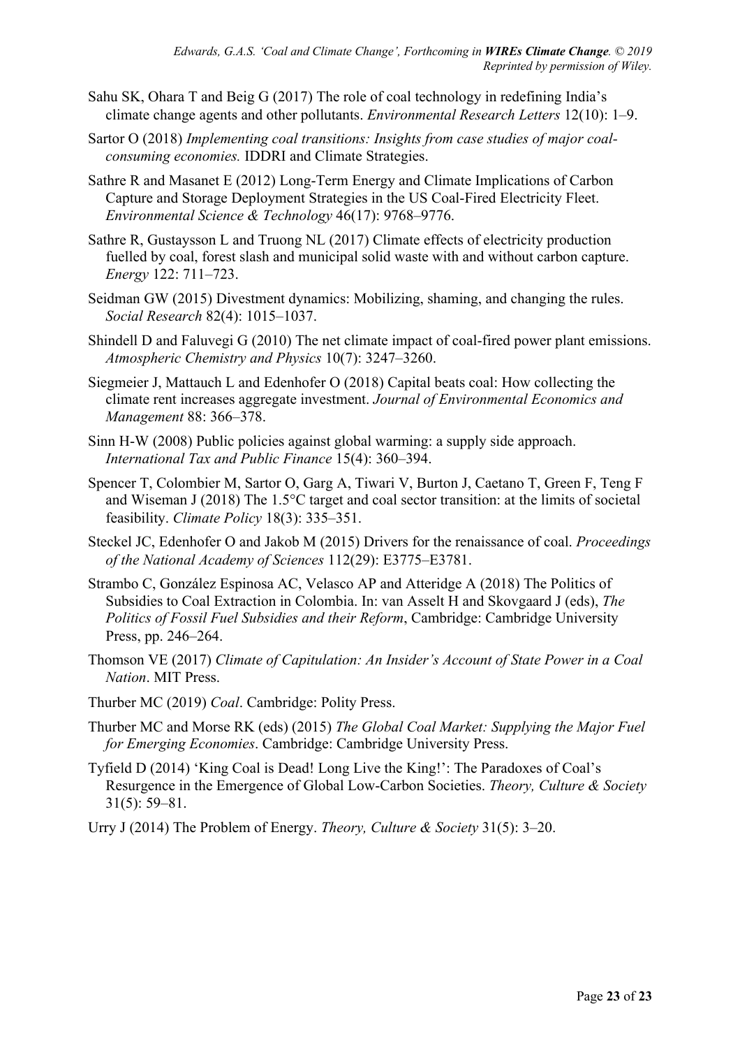Sahu SK, Ohara T and Beig G (2017) The role of coal technology in redefining India's climate change agents and other pollutants. *Environmental Research Letters* 12(10): 1–9.

Sartor O (2018) *Implementing coal transitions: Insights from case studies of major coal-consuming economies.* IDDRI and Climate Strategies.

Sathre R and Masanet E (2012) Long-Term Energy and Climate Implications of Carbon Capture and Storage Deployment Strategies in the US Coal-Fired Electricity Fleet. *Environmental Science & Technology* 46(17): 9768–9776.

Sathre R, Gustaysson L and Truong NL (2017) Climate effects of electricity production fuelled by coal, forest slash and municipal solid waste with and without carbon capture. *Energy* 122: 711–723.

Seidman GW (2015) Divestment dynamics: Mobilizing, shaming, and changing the rules. *Social Research* 82(4): 1015–1037.

Shindell D and Faluvegi G (2010) The net climate impact of coal-fired power plant emissions. *Atmospheric Chemistry and Physics* 10(7): 3247–3260.

Siegmeier J, Mattauch L and Edenhofer O (2018) Capital beats coal: How collecting the climate rent increases aggregate investment. *Journal of Environmental Economics and Management* 88: 366–378.

Sinn H-W (2008) Public policies against global warming: a supply side approach. *International Tax and Public Finance* 15(4): 360–394.

Spencer T, Colombier M, Sartor O, Garg A, Tiwari V, Burton J, Caetano T, Green F, Teng F and Wiseman J (2018) The 1.5°C target and coal sector transition: at the limits of societal feasibility. *Climate Policy* 18(3): 335–351.

Steckel JC, Edenhofer O and Jakob M (2015) Drivers for the renaissance of coal. *Proceedings of the National Academy of Sciences* 112(29): E3775–E3781.

Strambo C, González Espinosa AC, Velasco AP and Atteridge A (2018) The Politics of Subsidies to Coal Extraction in Colombia. In: van Asselt H and Skovgaard J (eds), *The Politics of Fossil Fuel Subsidies and their Reform*, Cambridge: Cambridge University Press, pp. 246–264.

Thomson VE (2017) *Climate of Capitulation: An Insider's Account of State Power in a Coal Nation*. MIT Press.

Thurber MC (2019) *Coal*. Cambridge: Polity Press.

Thurber MC and Morse RK (eds) (2015) *The Global Coal Market: Supplying the Major Fuel for Emerging Economies*. Cambridge: Cambridge University Press.

Tyfield D (2014) 'King Coal is Dead! Long Live the King!': The Paradoxes of Coal's Resurgence in the Emergence of Global Low-Carbon Societies. *Theory, Culture & Society* 31(5): 59–81.

Urry J (2014) The Problem of Energy. *Theory, Culture & Society* 31(5): 3–20.